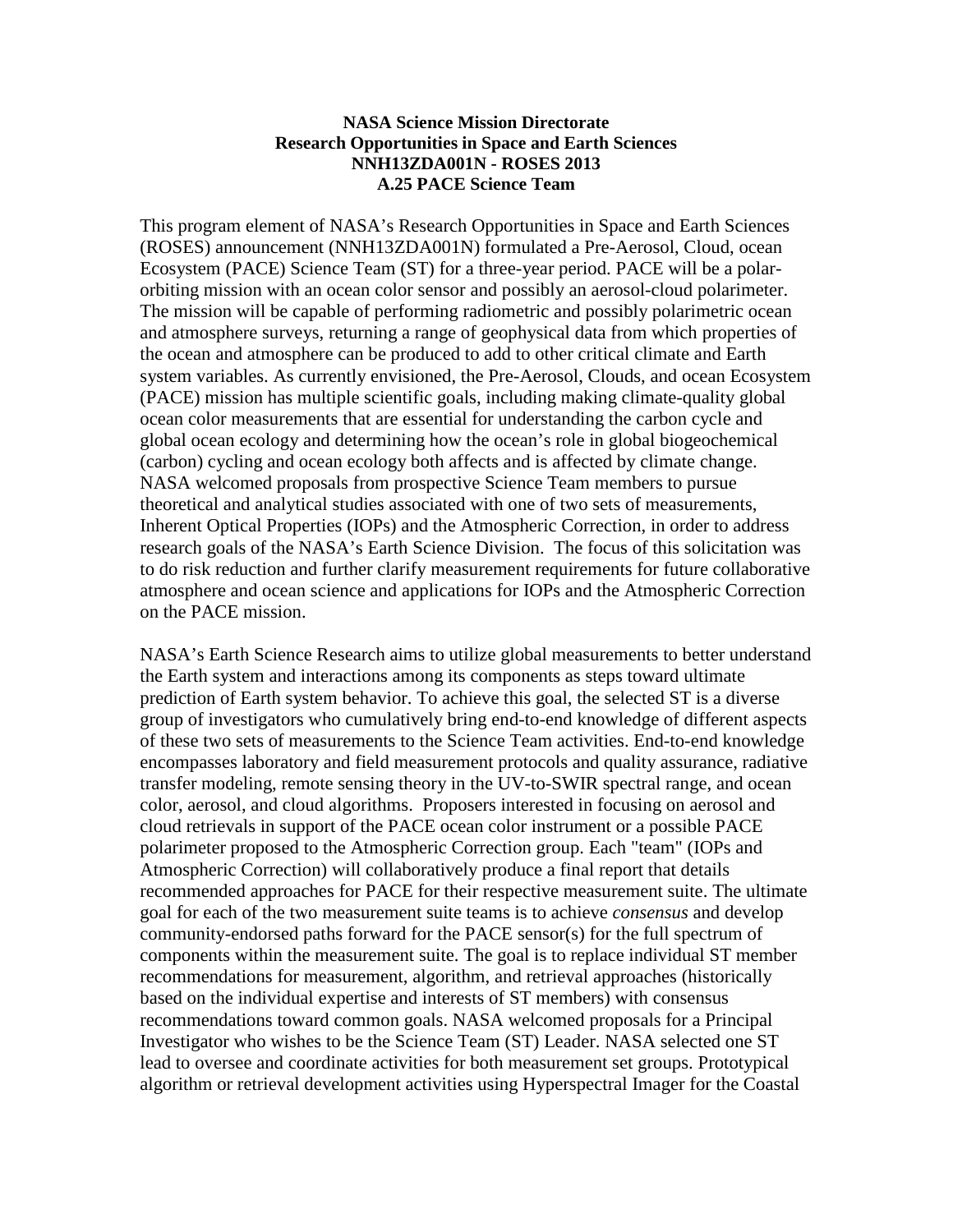**NASA Science Mission Directorate**
**Research Opportunities in Space and Earth Sciences**
**NNH13ZDA001N - ROSES 2013**
**A.25 PACE Science Team**

This program element of NASA's Research Opportunities in Space and Earth Sciences (ROSES) announcement (NNH13ZDA001N) formulated a Pre-Aerosol, Cloud, ocean Ecosystem (PACE) Science Team (ST) for a three-year period. PACE will be a polar-orbiting mission with an ocean color sensor and possibly an aerosol-cloud polarimeter. The mission will be capable of performing radiometric and possibly polarimetric ocean and atmosphere surveys, returning a range of geophysical data from which properties of the ocean and atmosphere can be produced to add to other critical climate and Earth system variables. As currently envisioned, the Pre-Aerosol, Clouds, and ocean Ecosystem (PACE) mission has multiple scientific goals, including making climate-quality global ocean color measurements that are essential for understanding the carbon cycle and global ocean ecology and determining how the ocean's role in global biogeochemical (carbon) cycling and ocean ecology both affects and is affected by climate change. NASA welcomed proposals from prospective Science Team members to pursue theoretical and analytical studies associated with one of two sets of measurements, Inherent Optical Properties (IOPs) and the Atmospheric Correction, in order to address research goals of the NASA's Earth Science Division. The focus of this solicitation was to do risk reduction and further clarify measurement requirements for future collaborative atmosphere and ocean science and applications for IOPs and the Atmospheric Correction on the PACE mission.

NASA's Earth Science Research aims to utilize global measurements to better understand the Earth system and interactions among its components as steps toward ultimate prediction of Earth system behavior. To achieve this goal, the selected ST is a diverse group of investigators who cumulatively bring end-to-end knowledge of different aspects of these two sets of measurements to the Science Team activities. End-to-end knowledge encompasses laboratory and field measurement protocols and quality assurance, radiative transfer modeling, remote sensing theory in the UV-to-SWIR spectral range, and ocean color, aerosol, and cloud algorithms. Proposers interested in focusing on aerosol and cloud retrievals in support of the PACE ocean color instrument or a possible PACE polarimeter proposed to the Atmospheric Correction group. Each "team" (IOPs and Atmospheric Correction) will collaboratively produce a final report that details recommended approaches for PACE for their respective measurement suite. The ultimate goal for each of the two measurement suite teams is to achieve *consensus* and develop community-endorsed paths forward for the PACE sensor(s) for the full spectrum of components within the measurement suite. The goal is to replace individual ST member recommendations for measurement, algorithm, and retrieval approaches (historically based on the individual expertise and interests of ST members) with consensus recommendations toward common goals. NASA welcomed proposals for a Principal Investigator who wishes to be the Science Team (ST) Leader. NASA selected one ST lead to oversee and coordinate activities for both measurement set groups. Prototypical algorithm or retrieval development activities using Hyperspectral Imager for the Coastal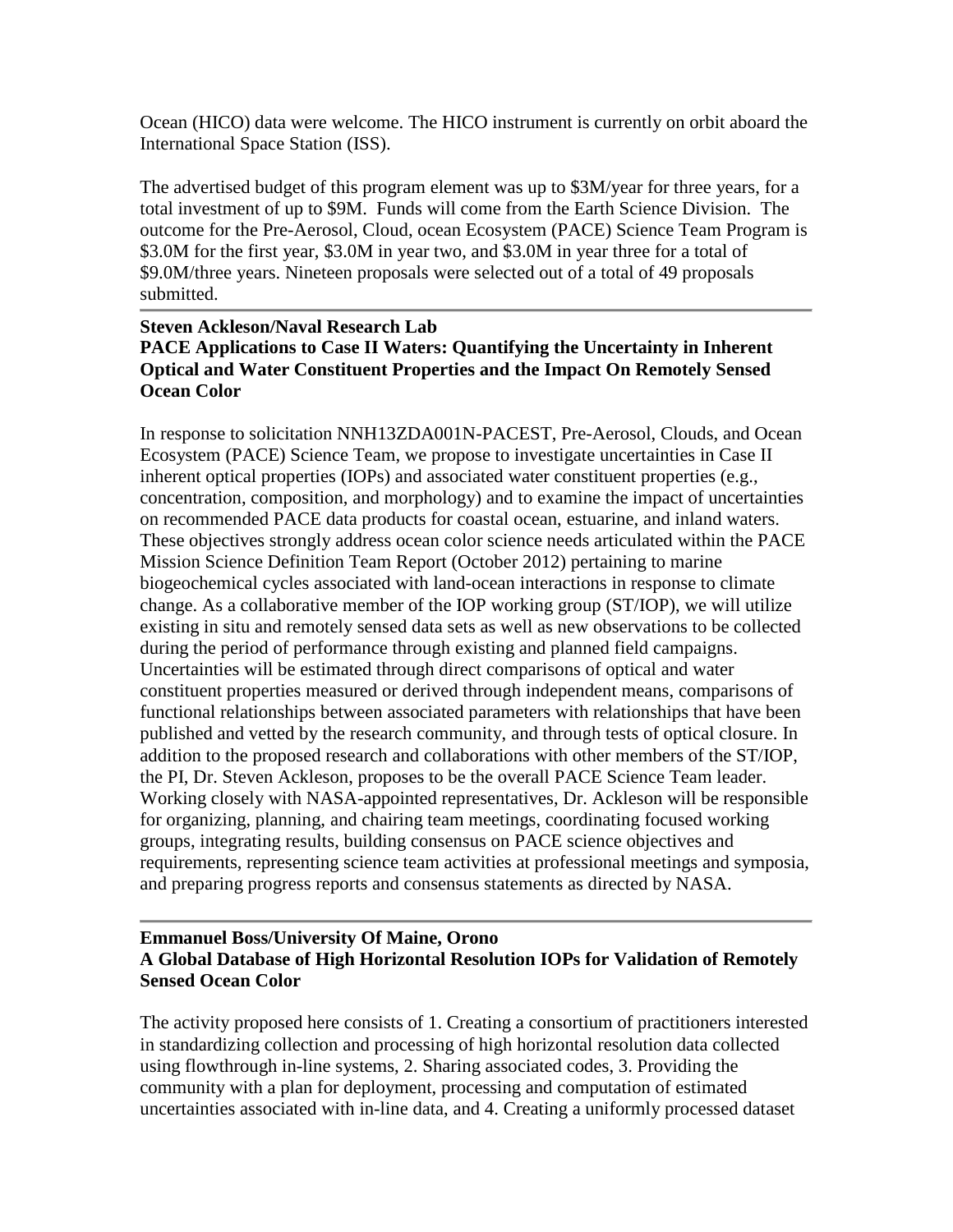Ocean (HICO) data were welcome. The HICO instrument is currently on orbit aboard the International Space Station (ISS).

The advertised budget of this program element was up to \$3M/year for three years, for a total investment of up to \$9M. Funds will come from the Earth Science Division. The outcome for the Pre-Aerosol, Cloud, ocean Ecosystem (PACE) Science Team Program is \$3.0M for the first year, \$3.0M in year two, and \$3.0M in year three for a total of \$9.0M/three years. Nineteen proposals were selected out of a total of 49 proposals submitted.

---

**Steven Ackleson/Naval Research Lab**
**PACE Applications to Case II Waters: Quantifying the Uncertainty in Inherent Optical and Water Constituent Properties and the Impact On Remotely Sensed Ocean Color**

In response to solicitation NNH13ZDA001N-PACEST, Pre-Aerosol, Clouds, and Ocean Ecosystem (PACE) Science Team, we propose to investigate uncertainties in Case II inherent optical properties (IOPs) and associated water constituent properties (e.g., concentration, composition, and morphology) and to examine the impact of uncertainties on recommended PACE data products for coastal ocean, estuarine, and inland waters. These objectives strongly address ocean color science needs articulated within the PACE Mission Science Definition Team Report (October 2012) pertaining to marine biogeochemical cycles associated with land-ocean interactions in response to climate change. As a collaborative member of the IOP working group (ST/IOP), we will utilize existing in situ and remotely sensed data sets as well as new observations to be collected during the period of performance through existing and planned field campaigns. Uncertainties will be estimated through direct comparisons of optical and water constituent properties measured or derived through independent means, comparisons of functional relationships between associated parameters with relationships that have been published and vetted by the research community, and through tests of optical closure. In addition to the proposed research and collaborations with other members of the ST/IOP, the PI, Dr. Steven Ackleson, proposes to be the overall PACE Science Team leader. Working closely with NASA-appointed representatives, Dr. Ackleson will be responsible for organizing, planning, and chairing team meetings, coordinating focused working groups, integrating results, building consensus on PACE science objectives and requirements, representing science team activities at professional meetings and symposia, and preparing progress reports and consensus statements as directed by NASA.

---

**Emmanuel Boss/University Of Maine, Orono**
**A Global Database of High Horizontal Resolution IOPs for Validation of Remotely Sensed Ocean Color**

The activity proposed here consists of 1. Creating a consortium of practitioners interested in standardizing collection and processing of high horizontal resolution data collected using flowthrough in-line systems, 2. Sharing associated codes, 3. Providing the community with a plan for deployment, processing and computation of estimated uncertainties associated with in-line data, and 4. Creating a uniformly processed dataset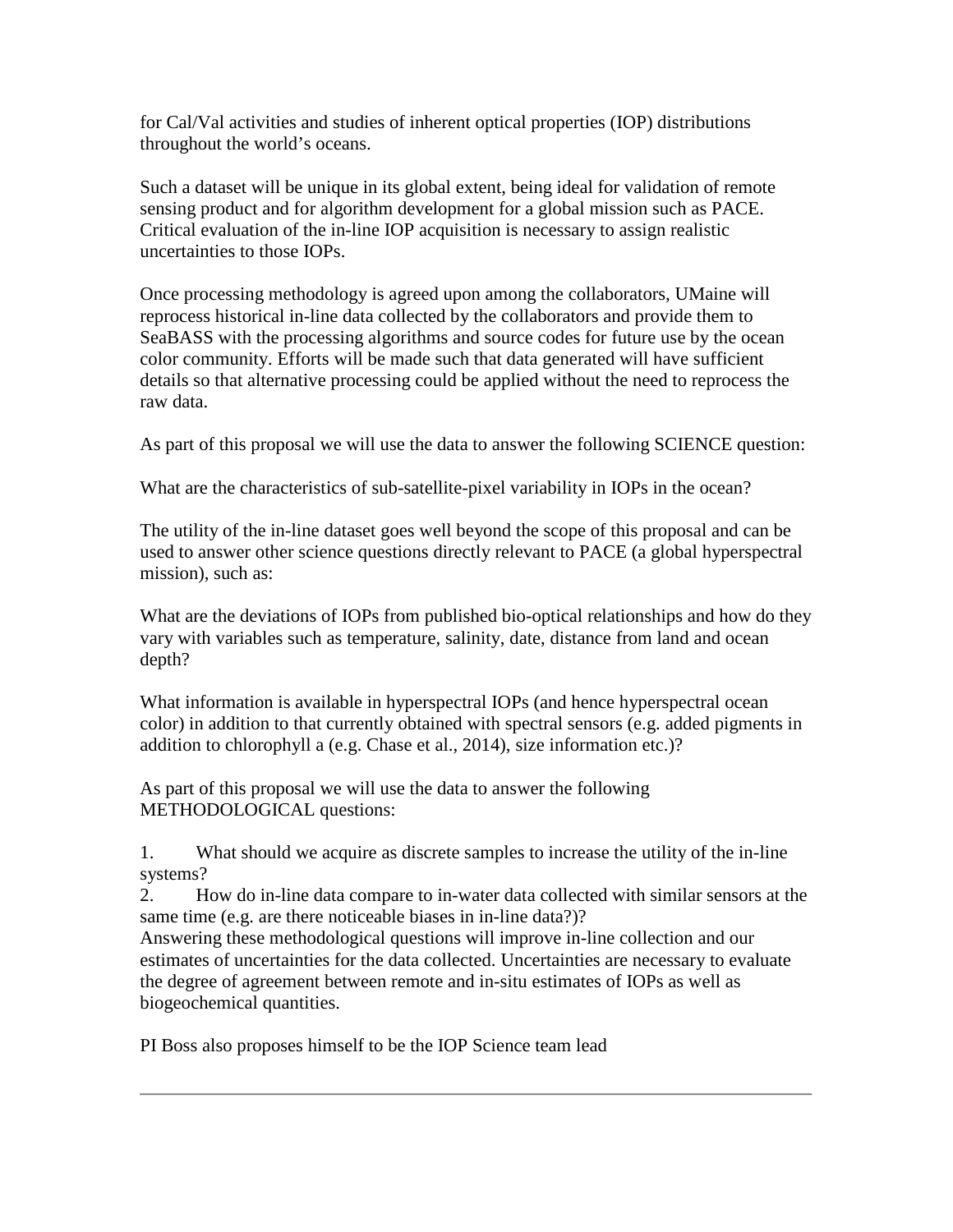for Cal/Val activities and studies of inherent optical properties (IOP) distributions throughout the world's oceans.

Such a dataset will be unique in its global extent, being ideal for validation of remote sensing product and for algorithm development for a global mission such as PACE. Critical evaluation of the in-line IOP acquisition is necessary to assign realistic uncertainties to those IOPs.

Once processing methodology is agreed upon among the collaborators, UMaine will reprocess historical in-line data collected by the collaborators and provide them to SeaBASS with the processing algorithms and source codes for future use by the ocean color community. Efforts will be made such that data generated will have sufficient details so that alternative processing could be applied without the need to reprocess the raw data.

As part of this proposal we will use the data to answer the following SCIENCE question:

What are the characteristics of sub-satellite-pixel variability in IOPs in the ocean?

The utility of the in-line dataset goes well beyond the scope of this proposal and can be used to answer other science questions directly relevant to PACE (a global hyperspectral mission), such as:

What are the deviations of IOPs from published bio-optical relationships and how do they vary with variables such as temperature, salinity, date, distance from land and ocean depth?

What information is available in hyperspectral IOPs (and hence hyperspectral ocean color) in addition to that currently obtained with spectral sensors (e.g. added pigments in addition to chlorophyll a (e.g. Chase et al., 2014), size information etc.)?

As part of this proposal we will use the data to answer the following METHODOLOGICAL questions:

1. What should we acquire as discrete samples to increase the utility of the in-line systems?
2. How do in-line data compare to in-water data collected with similar sensors at the same time (e.g. are there noticeable biases in in-line data?)?

Answering these methodological questions will improve in-line collection and our estimates of uncertainties for the data collected. Uncertainties are necessary to evaluate the degree of agreement between remote and in-situ estimates of IOPs as well as biogeochemical quantities.

PI Boss also proposes himself to be the IOP Science team lead

---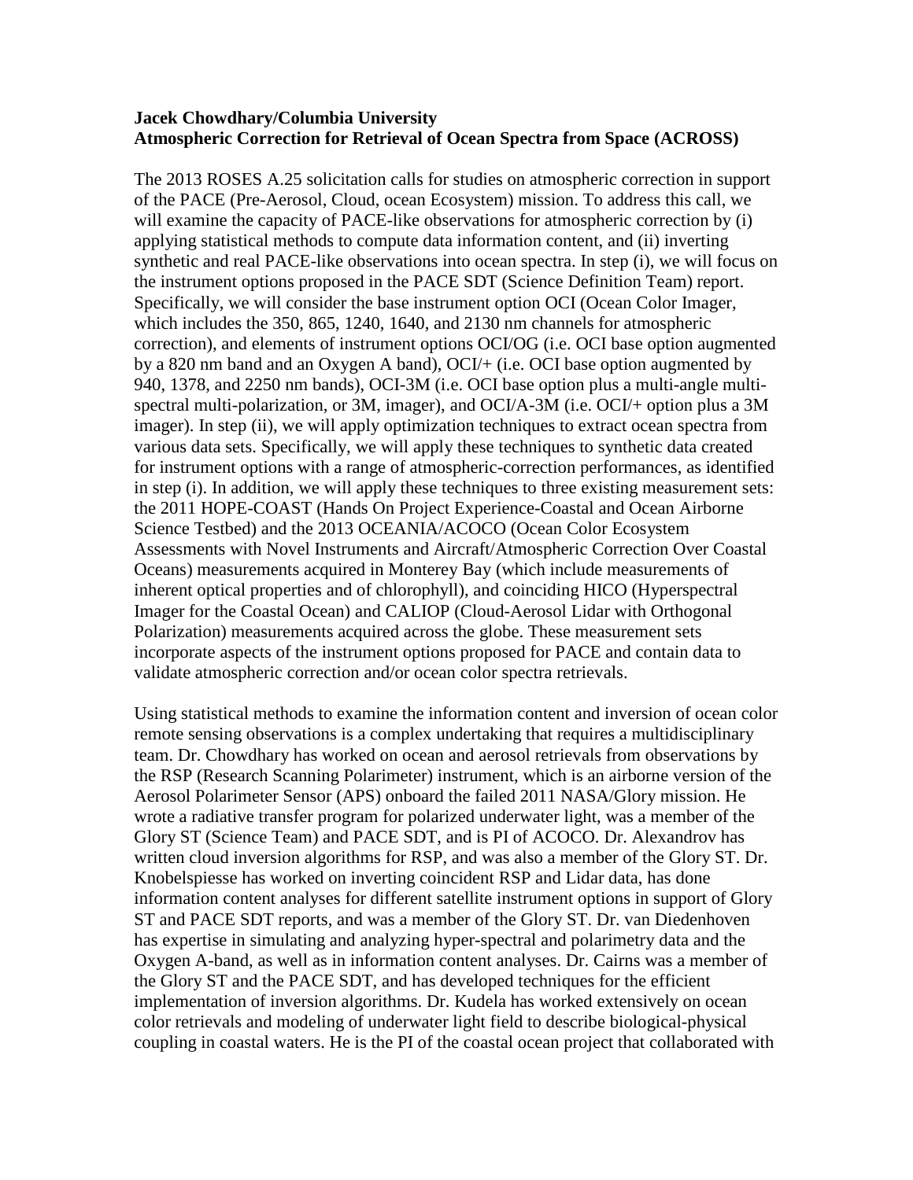**Jacek Chowdhary/Columbia University**
**Atmospheric Correction for Retrieval of Ocean Spectra from Space (ACROSS)**

The 2013 ROSES A.25 solicitation calls for studies on atmospheric correction in support of the PACE (Pre-Aerosol, Cloud, ocean Ecosystem) mission. To address this call, we will examine the capacity of PACE-like observations for atmospheric correction by (i) applying statistical methods to compute data information content, and (ii) inverting synthetic and real PACE-like observations into ocean spectra. In step (i), we will focus on the instrument options proposed in the PACE SDT (Science Definition Team) report. Specifically, we will consider the base instrument option OCI (Ocean Color Imager, which includes the 350, 865, 1240, 1640, and 2130 nm channels for atmospheric correction), and elements of instrument options OCI/OG (i.e. OCI base option augmented by a 820 nm band and an Oxygen A band), OCI/+ (i.e. OCI base option augmented by 940, 1378, and 2250 nm bands), OCI-3M (i.e. OCI base option plus a multi-angle multi-spectral multi-polarization, or 3M, imager), and OCI/A-3M (i.e. OCI/+ option plus a 3M imager). In step (ii), we will apply optimization techniques to extract ocean spectra from various data sets. Specifically, we will apply these techniques to synthetic data created for instrument options with a range of atmospheric-correction performances, as identified in step (i). In addition, we will apply these techniques to three existing measurement sets: the 2011 HOPE-COAST (Hands On Project Experience-Coastal and Ocean Airborne Science Testbed) and the 2013 OCEANIA/ACOCO (Ocean Color Ecosystem Assessments with Novel Instruments and Aircraft/Atmospheric Correction Over Coastal Oceans) measurements acquired in Monterey Bay (which include measurements of inherent optical properties and of chlorophyll), and coinciding HICO (Hyperspectral Imager for the Coastal Ocean) and CALIOP (Cloud-Aerosol Lidar with Orthogonal Polarization) measurements acquired across the globe. These measurement sets incorporate aspects of the instrument options proposed for PACE and contain data to validate atmospheric correction and/or ocean color spectra retrievals.

Using statistical methods to examine the information content and inversion of ocean color remote sensing observations is a complex undertaking that requires a multidisciplinary team. Dr. Chowdhary has worked on ocean and aerosol retrievals from observations by the RSP (Research Scanning Polarimeter) instrument, which is an airborne version of the Aerosol Polarimeter Sensor (APS) onboard the failed 2011 NASA/Glory mission. He wrote a radiative transfer program for polarized underwater light, was a member of the Glory ST (Science Team) and PACE SDT, and is PI of ACOCO. Dr. Alexandrov has written cloud inversion algorithms for RSP, and was also a member of the Glory ST. Dr. Knobelspiesse has worked on inverting coincident RSP and Lidar data, has done information content analyses for different satellite instrument options in support of Glory ST and PACE SDT reports, and was a member of the Glory ST. Dr. van Diedenhoven has expertise in simulating and analyzing hyper-spectral and polarimetry data and the Oxygen A-band, as well as in information content analyses. Dr. Cairns was a member of the Glory ST and the PACE SDT, and has developed techniques for the efficient implementation of inversion algorithms. Dr. Kudela has worked extensively on ocean color retrievals and modeling of underwater light field to describe biological-physical coupling in coastal waters. He is the PI of the coastal ocean project that collaborated with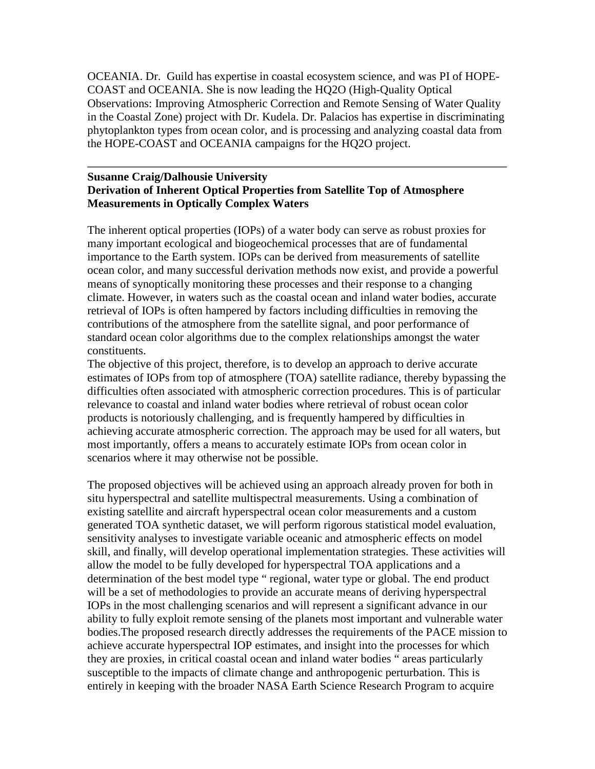OCEANIA. Dr. Guild has expertise in coastal ecosystem science, and was PI of HOPE-COAST and OCEANIA. She is now leading the HQ2O (High-Quality Optical Observations: Improving Atmospheric Correction and Remote Sensing of Water Quality in the Coastal Zone) project with Dr. Kudela. Dr. Palacios has expertise in discriminating phytoplankton types from ocean color, and is processing and analyzing coastal data from the HOPE-COAST and OCEANIA campaigns for the HQ2O project.

---

**Susanne Craig/Dalhousie University**
**Derivation of Inherent Optical Properties from Satellite Top of Atmosphere Measurements in Optically Complex Waters**

The inherent optical properties (IOPs) of a water body can serve as robust proxies for many important ecological and biogeochemical processes that are of fundamental importance to the Earth system. IOPs can be derived from measurements of satellite ocean color, and many successful derivation methods now exist, and provide a powerful means of synoptically monitoring these processes and their response to a changing climate. However, in waters such as the coastal ocean and inland water bodies, accurate retrieval of IOPs is often hampered by factors including difficulties in removing the contributions of the atmosphere from the satellite signal, and poor performance of standard ocean color algorithms due to the complex relationships amongst the water constituents.
The objective of this project, therefore, is to develop an approach to derive accurate estimates of IOPs from top of atmosphere (TOA) satellite radiance, thereby bypassing the difficulties often associated with atmospheric correction procedures. This is of particular relevance to coastal and inland water bodies where retrieval of robust ocean color products is notoriously challenging, and is frequently hampered by difficulties in achieving accurate atmospheric correction. The approach may be used for all waters, but most importantly, offers a means to accurately estimate IOPs from ocean color in scenarios where it may otherwise not be possible.

The proposed objectives will be achieved using an approach already proven for both in situ hyperspectral and satellite multispectral measurements. Using a combination of existing satellite and aircraft hyperspectral ocean color measurements and a custom generated TOA synthetic dataset, we will perform rigorous statistical model evaluation, sensitivity analyses to investigate variable oceanic and atmospheric effects on model skill, and finally, will develop operational implementation strategies. These activities will allow the model to be fully developed for hyperspectral TOA applications and a determination of the best model type " regional, water type or global. The end product will be a set of methodologies to provide an accurate means of deriving hyperspectral IOPs in the most challenging scenarios and will represent a significant advance in our ability to fully exploit remote sensing of the planets most important and vulnerable water bodies.The proposed research directly addresses the requirements of the PACE mission to achieve accurate hyperspectral IOP estimates, and insight into the processes for which they are proxies, in critical coastal ocean and inland water bodies " areas particularly susceptible to the impacts of climate change and anthropogenic perturbation. This is entirely in keeping with the broader NASA Earth Science Research Program to acquire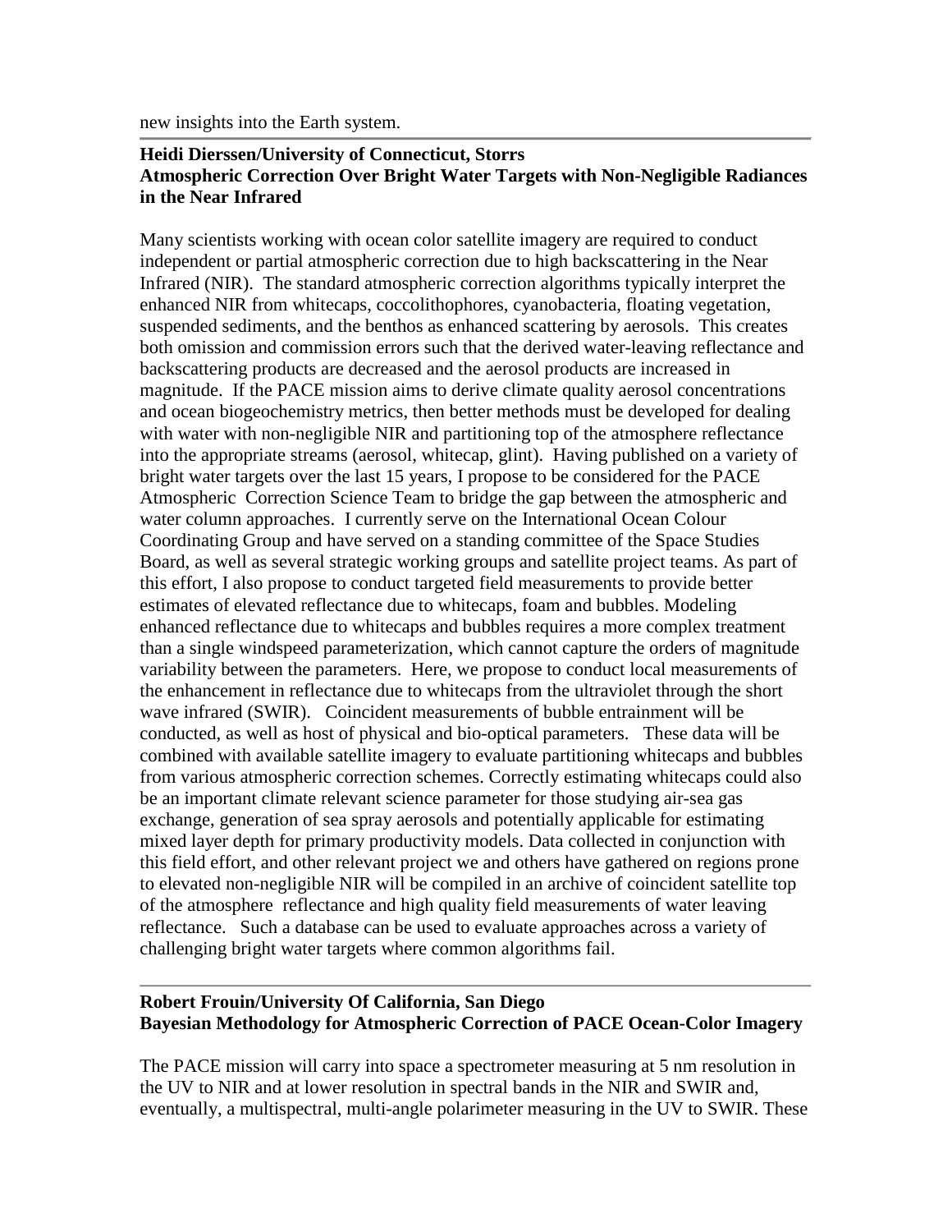new insights into the Earth system.

---

**Heidi Dierssen/University of Connecticut, Storrs**
**Atmospheric Correction Over Bright Water Targets with Non-Negligible Radiances in the Near Infrared**

Many scientists working with ocean color satellite imagery are required to conduct independent or partial atmospheric correction due to high backscattering in the Near Infrared (NIR). The standard atmospheric correction algorithms typically interpret the enhanced NIR from whitecaps, coccolithophores, cyanobacteria, floating vegetation, suspended sediments, and the benthos as enhanced scattering by aerosols. This creates both omission and commission errors such that the derived water-leaving reflectance and backscattering products are decreased and the aerosol products are increased in magnitude. If the PACE mission aims to derive climate quality aerosol concentrations and ocean biogeochemistry metrics, then better methods must be developed for dealing with water with non-negligible NIR and partitioning top of the atmosphere reflectance into the appropriate streams (aerosol, whitecap, glint). Having published on a variety of bright water targets over the last 15 years, I propose to be considered for the PACE Atmospheric Correction Science Team to bridge the gap between the atmospheric and water column approaches. I currently serve on the International Ocean Colour Coordinating Group and have served on a standing committee of the Space Studies Board, as well as several strategic working groups and satellite project teams. As part of this effort, I also propose to conduct targeted field measurements to provide better estimates of elevated reflectance due to whitecaps, foam and bubbles. Modeling enhanced reflectance due to whitecaps and bubbles requires a more complex treatment than a single windspeed parameterization, which cannot capture the orders of magnitude variability between the parameters. Here, we propose to conduct local measurements of the enhancement in reflectance due to whitecaps from the ultraviolet through the short wave infrared (SWIR). Coincident measurements of bubble entrainment will be conducted, as well as host of physical and bio-optical parameters. These data will be combined with available satellite imagery to evaluate partitioning whitecaps and bubbles from various atmospheric correction schemes. Correctly estimating whitecaps could also be an important climate relevant science parameter for those studying air-sea gas exchange, generation of sea spray aerosols and potentially applicable for estimating mixed layer depth for primary productivity models. Data collected in conjunction with this field effort, and other relevant project we and others have gathered on regions prone to elevated non-negligible NIR will be compiled in an archive of coincident satellite top of the atmosphere reflectance and high quality field measurements of water leaving reflectance. Such a database can be used to evaluate approaches across a variety of challenging bright water targets where common algorithms fail.

---

**Robert Frouin/University Of California, San Diego**
**Bayesian Methodology for Atmospheric Correction of PACE Ocean-Color Imagery**

The PACE mission will carry into space a spectrometer measuring at 5 nm resolution in the UV to NIR and at lower resolution in spectral bands in the NIR and SWIR and, eventually, a multispectral, multi-angle polarimeter measuring in the UV to SWIR. These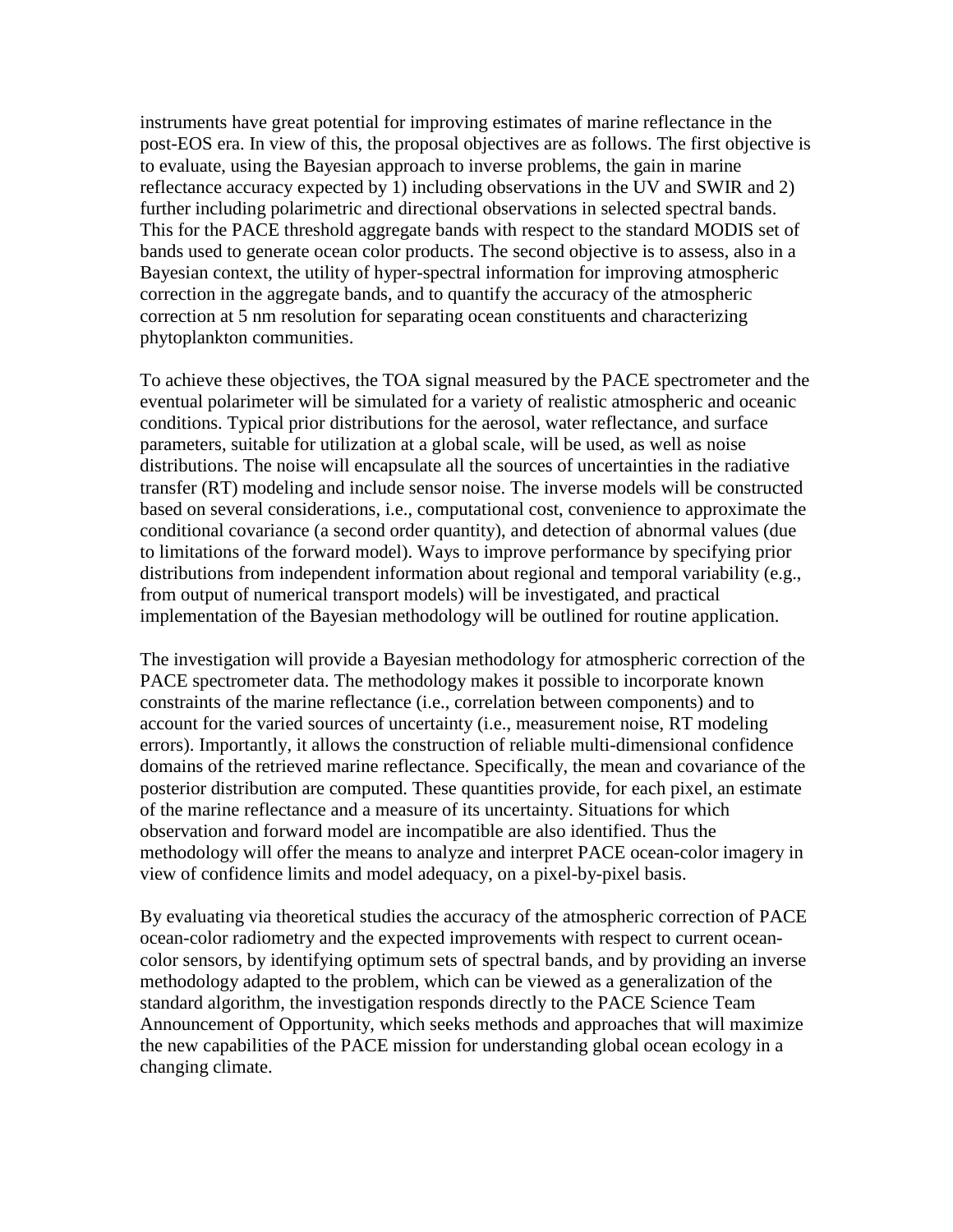instruments have great potential for improving estimates of marine reflectance in the post-EOS era. In view of this, the proposal objectives are as follows. The first objective is to evaluate, using the Bayesian approach to inverse problems, the gain in marine reflectance accuracy expected by 1) including observations in the UV and SWIR and 2) further including polarimetric and directional observations in selected spectral bands. This for the PACE threshold aggregate bands with respect to the standard MODIS set of bands used to generate ocean color products. The second objective is to assess, also in a Bayesian context, the utility of hyper-spectral information for improving atmospheric correction in the aggregate bands, and to quantify the accuracy of the atmospheric correction at 5 nm resolution for separating ocean constituents and characterizing phytoplankton communities.

To achieve these objectives, the TOA signal measured by the PACE spectrometer and the eventual polarimeter will be simulated for a variety of realistic atmospheric and oceanic conditions. Typical prior distributions for the aerosol, water reflectance, and surface parameters, suitable for utilization at a global scale, will be used, as well as noise distributions. The noise will encapsulate all the sources of uncertainties in the radiative transfer (RT) modeling and include sensor noise. The inverse models will be constructed based on several considerations, i.e., computational cost, convenience to approximate the conditional covariance (a second order quantity), and detection of abnormal values (due to limitations of the forward model). Ways to improve performance by specifying prior distributions from independent information about regional and temporal variability (e.g., from output of numerical transport models) will be investigated, and practical implementation of the Bayesian methodology will be outlined for routine application.

The investigation will provide a Bayesian methodology for atmospheric correction of the PACE spectrometer data. The methodology makes it possible to incorporate known constraints of the marine reflectance (i.e., correlation between components) and to account for the varied sources of uncertainty (i.e., measurement noise, RT modeling errors). Importantly, it allows the construction of reliable multi-dimensional confidence domains of the retrieved marine reflectance. Specifically, the mean and covariance of the posterior distribution are computed. These quantities provide, for each pixel, an estimate of the marine reflectance and a measure of its uncertainty. Situations for which observation and forward model are incompatible are also identified. Thus the methodology will offer the means to analyze and interpret PACE ocean-color imagery in view of confidence limits and model adequacy, on a pixel-by-pixel basis.

By evaluating via theoretical studies the accuracy of the atmospheric correction of PACE ocean-color radiometry and the expected improvements with respect to current ocean-color sensors, by identifying optimum sets of spectral bands, and by providing an inverse methodology adapted to the problem, which can be viewed as a generalization of the standard algorithm, the investigation responds directly to the PACE Science Team Announcement of Opportunity, which seeks methods and approaches that will maximize the new capabilities of the PACE mission for understanding global ocean ecology in a changing climate.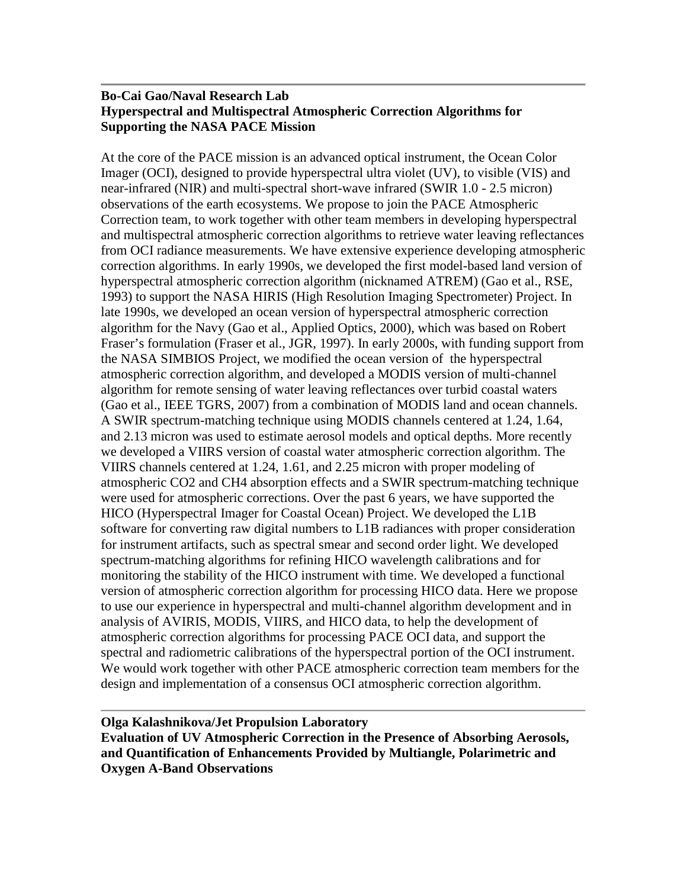---

**Bo-Cai Gao/Naval Research Lab**
**Hyperspectral and Multispectral Atmospheric Correction Algorithms for Supporting the NASA PACE Mission**

At the core of the PACE mission is an advanced optical instrument, the Ocean Color Imager (OCI), designed to provide hyperspectral ultra violet (UV), to visible (VIS) and near-infrared (NIR) and multi-spectral short-wave infrared (SWIR 1.0 - 2.5 micron) observations of the earth ecosystems. We propose to join the PACE Atmospheric Correction team, to work together with other team members in developing hyperspectral and multispectral atmospheric correction algorithms to retrieve water leaving reflectances from OCI radiance measurements. We have extensive experience developing atmospheric correction algorithms. In early 1990s, we developed the first model-based land version of hyperspectral atmospheric correction algorithm (nicknamed ATREM) (Gao et al., RSE, 1993) to support the NASA HIRIS (High Resolution Imaging Spectrometer) Project. In late 1990s, we developed an ocean version of hyperspectral atmospheric correction algorithm for the Navy (Gao et al., Applied Optics, 2000), which was based on Robert Fraser's formulation (Fraser et al., JGR, 1997). In early 2000s, with funding support from the NASA SIMBIOS Project, we modified the ocean version of the hyperspectral atmospheric correction algorithm, and developed a MODIS version of multi-channel algorithm for remote sensing of water leaving reflectances over turbid coastal waters (Gao et al., IEEE TGRS, 2007) from a combination of MODIS land and ocean channels. A SWIR spectrum-matching technique using MODIS channels centered at 1.24, 1.64, and 2.13 micron was used to estimate aerosol models and optical depths. More recently we developed a VIIRS version of coastal water atmospheric correction algorithm. The VIIRS channels centered at 1.24, 1.61, and 2.25 micron with proper modeling of atmospheric $CO_2$ and $CH_4$ absorption effects and a SWIR spectrum-matching technique were used for atmospheric corrections. Over the past 6 years, we have supported the HICO (Hyperspectral Imager for Coastal Ocean) Project. We developed the L1B software for converting raw digital numbers to L1B radiances with proper consideration for instrument artifacts, such as spectral smear and second order light. We developed spectrum-matching algorithms for refining HICO wavelength calibrations and for monitoring the stability of the HICO instrument with time. We developed a functional version of atmospheric correction algorithm for processing HICO data. Here we propose to use our experience in hyperspectral and multi-channel algorithm development and in analysis of AVIRIS, MODIS, VIIRS, and HICO data, to help the development of atmospheric correction algorithms for processing PACE OCI data, and support the spectral and radiometric calibrations of the hyperspectral portion of the OCI instrument. We would work together with other PACE atmospheric correction team members for the design and implementation of a consensus OCI atmospheric correction algorithm.

---

**Olga Kalashnikova/Jet Propulsion Laboratory**
**Evaluation of UV Atmospheric Correction in the Presence of Absorbing Aerosols, and Quantification of Enhancements Provided by Multiangle, Polarimetric and Oxygen A-Band Observations**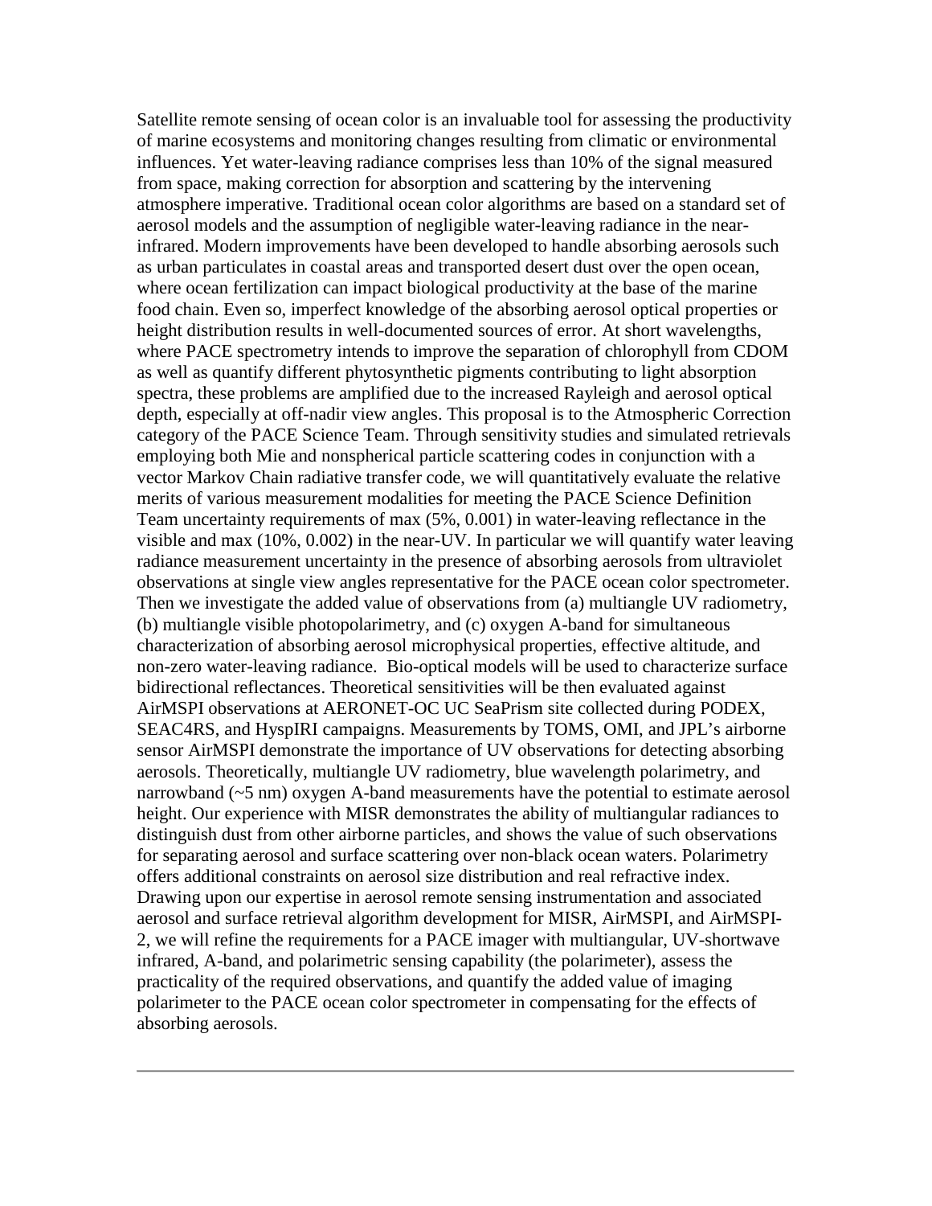Satellite remote sensing of ocean color is an invaluable tool for assessing the productivity of marine ecosystems and monitoring changes resulting from climatic or environmental influences. Yet water-leaving radiance comprises less than 10% of the signal measured from space, making correction for absorption and scattering by the intervening atmosphere imperative. Traditional ocean color algorithms are based on a standard set of aerosol models and the assumption of negligible water-leaving radiance in the near-infrared. Modern improvements have been developed to handle absorbing aerosols such as urban particulates in coastal areas and transported desert dust over the open ocean, where ocean fertilization can impact biological productivity at the base of the marine food chain. Even so, imperfect knowledge of the absorbing aerosol optical properties or height distribution results in well-documented sources of error. At short wavelengths, where PACE spectrometry intends to improve the separation of chlorophyll from CDOM as well as quantify different phytosynthetic pigments contributing to light absorption spectra, these problems are amplified due to the increased Rayleigh and aerosol optical depth, especially at off-nadir view angles. This proposal is to the Atmospheric Correction category of the PACE Science Team. Through sensitivity studies and simulated retrievals employing both Mie and nonspherical particle scattering codes in conjunction with a vector Markov Chain radiative transfer code, we will quantitatively evaluate the relative merits of various measurement modalities for meeting the PACE Science Definition Team uncertainty requirements of max (5%, 0.001) in water-leaving reflectance in the visible and max (10%, 0.002) in the near-UV. In particular we will quantify water leaving radiance measurement uncertainty in the presence of absorbing aerosols from ultraviolet observations at single view angles representative for the PACE ocean color spectrometer. Then we investigate the added value of observations from (a) multiangle UV radiometry, (b) multiangle visible photopolarimetry, and (c) oxygen A-band for simultaneous characterization of absorbing aerosol microphysical properties, effective altitude, and non-zero water-leaving radiance. Bio-optical models will be used to characterize surface bidirectional reflectances. Theoretical sensitivities will be then evaluated against AirMSPI observations at AERONET-OC UC SeaPrism site collected during PODEX, SEAC4RS, and HyspIRI campaigns. Measurements by TOMS, OMI, and JPL's airborne sensor AirMSPI demonstrate the importance of UV observations for detecting absorbing aerosols. Theoretically, multiangle UV radiometry, blue wavelength polarimetry, and narrowband (~5 nm) oxygen A-band measurements have the potential to estimate aerosol height. Our experience with MISR demonstrates the ability of multiangular radiances to distinguish dust from other airborne particles, and shows the value of such observations for separating aerosol and surface scattering over non-black ocean waters. Polarimetry offers additional constraints on aerosol size distribution and real refractive index. Drawing upon our expertise in aerosol remote sensing instrumentation and associated aerosol and surface retrieval algorithm development for MISR, AirMSPI, and AirMSPI-2, we will refine the requirements for a PACE imager with multiangular, UV-shortwave infrared, A-band, and polarimetric sensing capability (the polarimeter), assess the practicality of the required observations, and quantify the added value of imaging polarimeter to the PACE ocean color spectrometer in compensating for the effects of absorbing aerosols.

---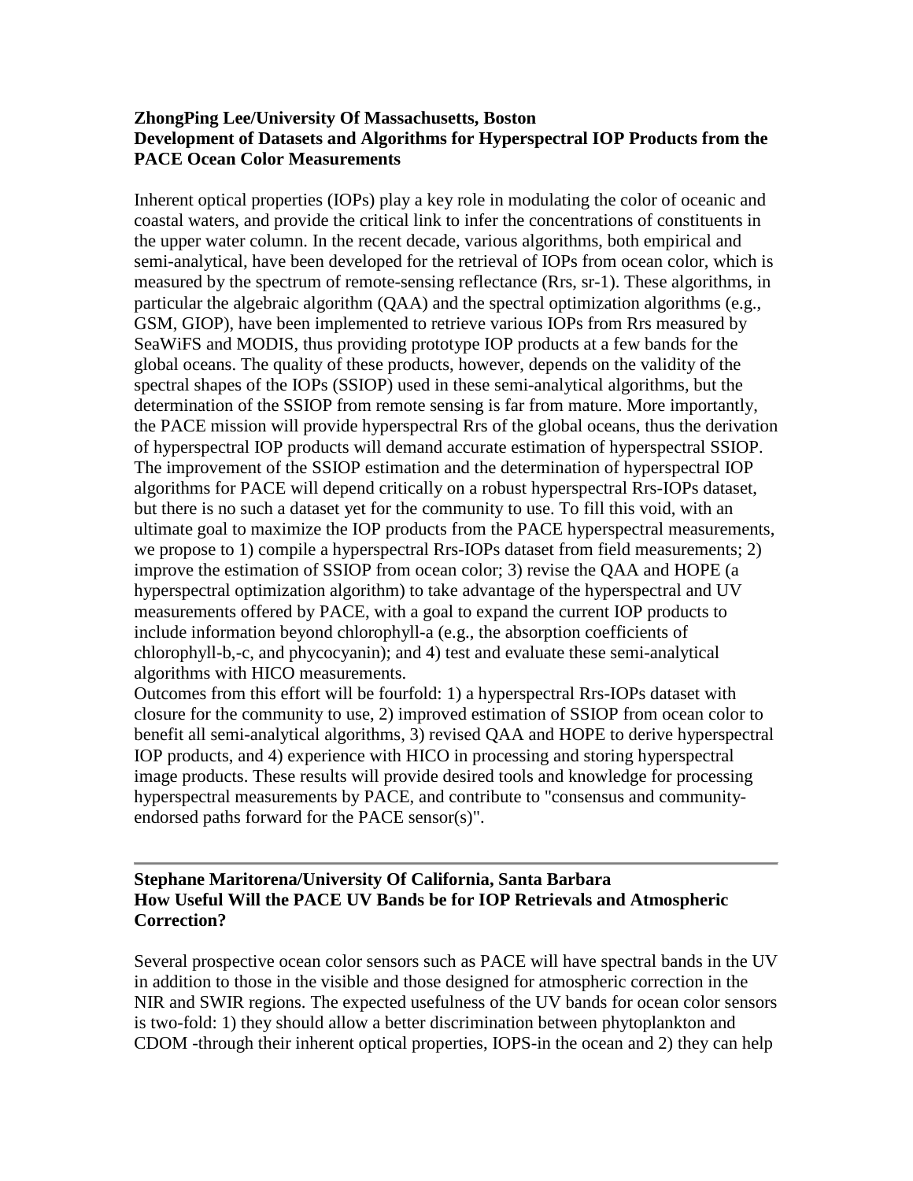**ZhongPing Lee/University Of Massachusetts, Boston**
**Development of Datasets and Algorithms for Hyperspectral IOP Products from the PACE Ocean Color Measurements**

Inherent optical properties (IOPs) play a key role in modulating the color of oceanic and coastal waters, and provide the critical link to infer the concentrations of constituents in the upper water column. In the recent decade, various algorithms, both empirical and semi-analytical, have been developed for the retrieval of IOPs from ocean color, which is measured by the spectrum of remote-sensing reflectance (Rrs, sr-1). These algorithms, in particular the algebraic algorithm (QAA) and the spectral optimization algorithms (e.g., GSM, GIOP), have been implemented to retrieve various IOPs from Rrs measured by SeaWiFS and MODIS, thus providing prototype IOP products at a few bands for the global oceans. The quality of these products, however, depends on the validity of the spectral shapes of the IOPs (SSIOP) used in these semi-analytical algorithms, but the determination of the SSIOP from remote sensing is far from mature. More importantly, the PACE mission will provide hyperspectral Rrs of the global oceans, thus the derivation of hyperspectral IOP products will demand accurate estimation of hyperspectral SSIOP. The improvement of the SSIOP estimation and the determination of hyperspectral IOP algorithms for PACE will depend critically on a robust hyperspectral Rrs-IOPs dataset, but there is no such a dataset yet for the community to use. To fill this void, with an ultimate goal to maximize the IOP products from the PACE hyperspectral measurements, we propose to 1) compile a hyperspectral Rrs-IOPs dataset from field measurements; 2) improve the estimation of SSIOP from ocean color; 3) revise the QAA and HOPE (a hyperspectral optimization algorithm) to take advantage of the hyperspectral and UV measurements offered by PACE, with a goal to expand the current IOP products to include information beyond chlorophyll-a (e.g., the absorption coefficients of chlorophyll-b,-c, and phycocyanin); and 4) test and evaluate these semi-analytical algorithms with HICO measurements.
Outcomes from this effort will be fourfold: 1) a hyperspectral Rrs-IOPs dataset with closure for the community to use, 2) improved estimation of SSIOP from ocean color to benefit all semi-analytical algorithms, 3) revised QAA and HOPE to derive hyperspectral IOP products, and 4) experience with HICO in processing and storing hyperspectral image products. These results will provide desired tools and knowledge for processing hyperspectral measurements by PACE, and contribute to "consensus and community-endorsed paths forward for the PACE sensor(s)".

---

**Stephane Maritorena/University Of California, Santa Barbara**
**How Useful Will the PACE UV Bands be for IOP Retrievals and Atmospheric Correction?**

Several prospective ocean color sensors such as PACE will have spectral bands in the UV in addition to those in the visible and those designed for atmospheric correction in the NIR and SWIR regions. The expected usefulness of the UV bands for ocean color sensors is two-fold: 1) they should allow a better discrimination between phytoplankton and CDOM -through their inherent optical properties, IOPS-in the ocean and 2) they can help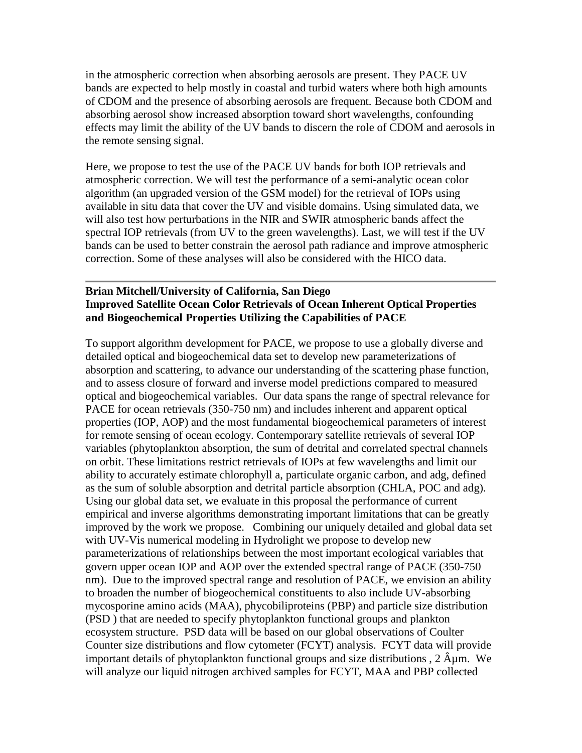in the atmospheric correction when absorbing aerosols are present. They PACE UV bands are expected to help mostly in coastal and turbid waters where both high amounts of CDOM and the presence of absorbing aerosols are frequent. Because both CDOM and absorbing aerosol show increased absorption toward short wavelengths, confounding effects may limit the ability of the UV bands to discern the role of CDOM and aerosols in the remote sensing signal.

Here, we propose to test the use of the PACE UV bands for both IOP retrievals and atmospheric correction. We will test the performance of a semi-analytic ocean color algorithm (an upgraded version of the GSM model) for the retrieval of IOPs using available in situ data that cover the UV and visible domains. Using simulated data, we will also test how perturbations in the NIR and SWIR atmospheric bands affect the spectral IOP retrievals (from UV to the green wavelengths). Last, we will test if the UV bands can be used to better constrain the aerosol path radiance and improve atmospheric correction. Some of these analyses will also be considered with the HICO data.

---

**Brian Mitchell/University of California, San Diego**
**Improved Satellite Ocean Color Retrievals of Ocean Inherent Optical Properties and Biogeochemical Properties Utilizing the Capabilities of PACE**

To support algorithm development for PACE, we propose to use a globally diverse and detailed optical and biogeochemical data set to develop new parameterizations of absorption and scattering, to advance our understanding of the scattering phase function, and to assess closure of forward and inverse model predictions compared to measured optical and biogeochemical variables. Our data spans the range of spectral relevance for PACE for ocean retrievals (350-750 nm) and includes inherent and apparent optical properties (IOP, AOP) and the most fundamental biogeochemical parameters of interest for remote sensing of ocean ecology. Contemporary satellite retrievals of several IOP variables (phytoplankton absorption, the sum of detrital and correlated spectral channels on orbit. These limitations restrict retrievals of IOPs at few wavelengths and limit our ability to accurately estimate chlorophyll a, particulate organic carbon, and adg, defined as the sum of soluble absorption and detrital particle absorption (CHLA, POC and adg). Using our global data set, we evaluate in this proposal the performance of current empirical and inverse algorithms demonstrating important limitations that can be greatly improved by the work we propose. Combining our uniquely detailed and global data set with UV-Vis numerical modeling in Hydrolight we propose to develop new parameterizations of relationships between the most important ecological variables that govern upper ocean IOP and AOP over the extended spectral range of PACE (350-750 nm). Due to the improved spectral range and resolution of PACE, we envision an ability to broaden the number of biogeochemical constituents to also include UV-absorbing mycosporine amino acids (MAA), phycobiliproteins (PBP) and particle size distribution (PSD ) that are needed to specify phytoplankton functional groups and plankton ecosystem structure. PSD data will be based on our global observations of Coulter Counter size distributions and flow cytometer (FCYT) analysis. FCYT data will provide important details of phytoplankton functional groups and size distributions , 2 Âµm. We will analyze our liquid nitrogen archived samples for FCYT, MAA and PBP collected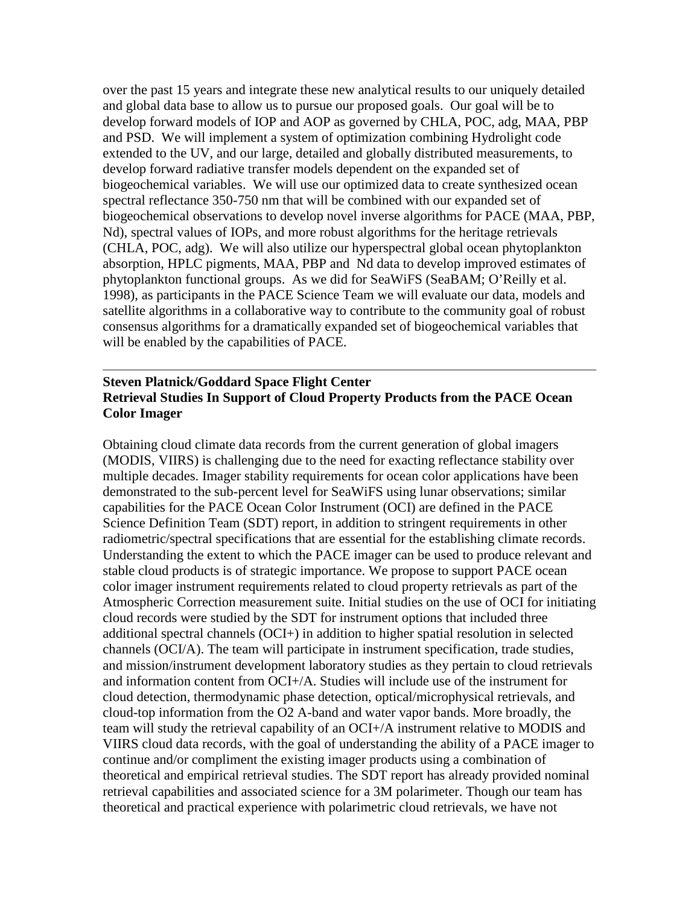over the past 15 years and integrate these new analytical results to our uniquely detailed and global data base to allow us to pursue our proposed goals. Our goal will be to develop forward models of IOP and AOP as governed by CHLA, POC, adg, MAA, PBP and PSD. We will implement a system of optimization combining Hydrolight code extended to the UV, and our large, detailed and globally distributed measurements, to develop forward radiative transfer models dependent on the expanded set of biogeochemical variables. We will use our optimized data to create synthesized ocean spectral reflectance 350-750 nm that will be combined with our expanded set of biogeochemical observations to develop novel inverse algorithms for PACE (MAA, PBP, Nd), spectral values of IOPs, and more robust algorithms for the heritage retrievals (CHLA, POC, adg). We will also utilize our hyperspectral global ocean phytoplankton absorption, HPLC pigments, MAA, PBP and Nd data to develop improved estimates of phytoplankton functional groups. As we did for SeaWiFS (SeaBAM; O'Reilly et al. 1998), as participants in the PACE Science Team we will evaluate our data, models and satellite algorithms in a collaborative way to contribute to the community goal of robust consensus algorithms for a dramatically expanded set of biogeochemical variables that will be enabled by the capabilities of PACE.

---

**Steven Platnick/Goddard Space Flight Center**
**Retrieval Studies In Support of Cloud Property Products from the PACE Ocean Color Imager**

Obtaining cloud climate data records from the current generation of global imagers (MODIS, VIIRS) is challenging due to the need for exacting reflectance stability over multiple decades. Imager stability requirements for ocean color applications have been demonstrated to the sub-percent level for SeaWiFS using lunar observations; similar capabilities for the PACE Ocean Color Instrument (OCI) are defined in the PACE Science Definition Team (SDT) report, in addition to stringent requirements in other radiometric/spectral specifications that are essential for the establishing climate records. Understanding the extent to which the PACE imager can be used to produce relevant and stable cloud products is of strategic importance. We propose to support PACE ocean color imager instrument requirements related to cloud property retrievals as part of the Atmospheric Correction measurement suite. Initial studies on the use of OCI for initiating cloud records were studied by the SDT for instrument options that included three additional spectral channels (OCI+) in addition to higher spatial resolution in selected channels (OCI/A). The team will participate in instrument specification, trade studies, and mission/instrument development laboratory studies as they pertain to cloud retrievals and information content from OCI+/A. Studies will include use of the instrument for cloud detection, thermodynamic phase detection, optical/microphysical retrievals, and cloud-top information from the O2 A-band and water vapor bands. More broadly, the team will study the retrieval capability of an OCI+/A instrument relative to MODIS and VIIRS cloud data records, with the goal of understanding the ability of a PACE imager to continue and/or compliment the existing imager products using a combination of theoretical and empirical retrieval studies. The SDT report has already provided nominal retrieval capabilities and associated science for a 3M polarimeter. Though our team has theoretical and practical experience with polarimetric cloud retrievals, we have not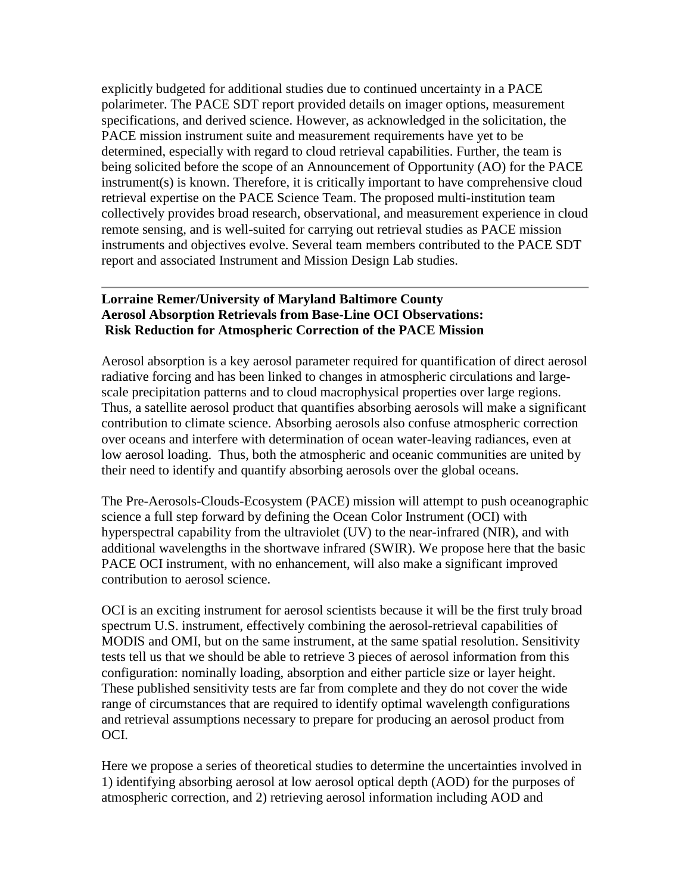explicitly budgeted for additional studies due to continued uncertainty in a PACE polarimeter. The PACE SDT report provided details on imager options, measurement specifications, and derived science. However, as acknowledged in the solicitation, the PACE mission instrument suite and measurement requirements have yet to be determined, especially with regard to cloud retrieval capabilities. Further, the team is being solicited before the scope of an Announcement of Opportunity (AO) for the PACE instrument(s) is known. Therefore, it is critically important to have comprehensive cloud retrieval expertise on the PACE Science Team. The proposed multi-institution team collectively provides broad research, observational, and measurement experience in cloud remote sensing, and is well-suited for carrying out retrieval studies as PACE mission instruments and objectives evolve. Several team members contributed to the PACE SDT report and associated Instrument and Mission Design Lab studies.

---

**Lorraine Remer/University of Maryland Baltimore County**
**Aerosol Absorption Retrievals from Base-Line OCI Observations: Risk Reduction for Atmospheric Correction of the PACE Mission**

Aerosol absorption is a key aerosol parameter required for quantification of direct aerosol radiative forcing and has been linked to changes in atmospheric circulations and large-scale precipitation patterns and to cloud macrophysical properties over large regions. Thus, a satellite aerosol product that quantifies absorbing aerosols will make a significant contribution to climate science. Absorbing aerosols also confuse atmospheric correction over oceans and interfere with determination of ocean water-leaving radiances, even at low aerosol loading. Thus, both the atmospheric and oceanic communities are united by their need to identify and quantify absorbing aerosols over the global oceans.

The Pre-Aerosols-Clouds-Ecosystem (PACE) mission will attempt to push oceanographic science a full step forward by defining the Ocean Color Instrument (OCI) with hyperspectral capability from the ultraviolet (UV) to the near-infrared (NIR), and with additional wavelengths in the shortwave infrared (SWIR). We propose here that the basic PACE OCI instrument, with no enhancement, will also make a significant improved contribution to aerosol science.

OCI is an exciting instrument for aerosol scientists because it will be the first truly broad spectrum U.S. instrument, effectively combining the aerosol-retrieval capabilities of MODIS and OMI, but on the same instrument, at the same spatial resolution. Sensitivity tests tell us that we should be able to retrieve 3 pieces of aerosol information from this configuration: nominally loading, absorption and either particle size or layer height. These published sensitivity tests are far from complete and they do not cover the wide range of circumstances that are required to identify optimal wavelength configurations and retrieval assumptions necessary to prepare for producing an aerosol product from OCI.

Here we propose a series of theoretical studies to determine the uncertainties involved in 1) identifying absorbing aerosol at low aerosol optical depth (AOD) for the purposes of atmospheric correction, and 2) retrieving aerosol information including AOD and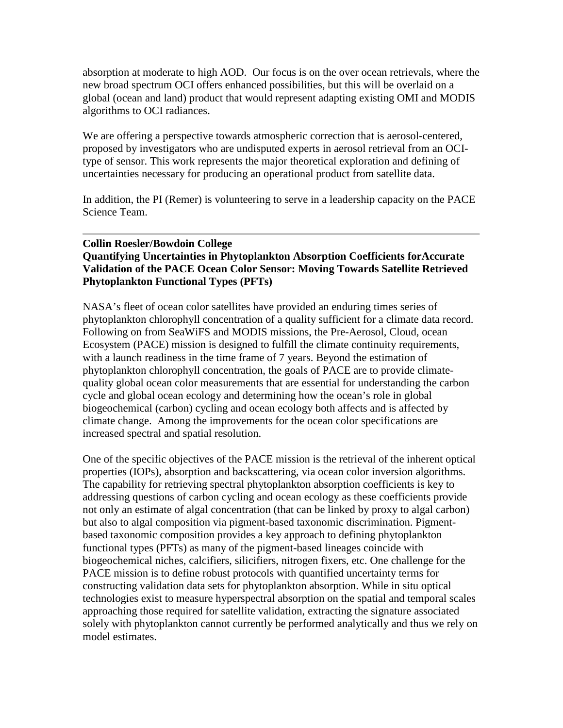absorption at moderate to high AOD. Our focus is on the over ocean retrievals, where the new broad spectrum OCI offers enhanced possibilities, but this will be overlaid on a global (ocean and land) product that would represent adapting existing OMI and MODIS algorithms to OCI radiances.

We are offering a perspective towards atmospheric correction that is aerosol-centered, proposed by investigators who are undisputed experts in aerosol retrieval from an OCI-type of sensor. This work represents the major theoretical exploration and defining of uncertainties necessary for producing an operational product from satellite data.

In addition, the PI (Remer) is volunteering to serve in a leadership capacity on the PACE Science Team.

---

**Collin Roesler/Bowdoin College**
**Quantifying Uncertainties in Phytoplankton Absorption Coefficients forAccurate Validation of the PACE Ocean Color Sensor: Moving Towards Satellite Retrieved Phytoplankton Functional Types (PFTs)**

NASA's fleet of ocean color satellites have provided an enduring times series of phytoplankton chlorophyll concentration of a quality sufficient for a climate data record. Following on from SeaWiFS and MODIS missions, the Pre-Aerosol, Cloud, ocean Ecosystem (PACE) mission is designed to fulfill the climate continuity requirements, with a launch readiness in the time frame of 7 years. Beyond the estimation of phytoplankton chlorophyll concentration, the goals of PACE are to provide climate-quality global ocean color measurements that are essential for understanding the carbon cycle and global ocean ecology and determining how the ocean's role in global biogeochemical (carbon) cycling and ocean ecology both affects and is affected by climate change. Among the improvements for the ocean color specifications are increased spectral and spatial resolution.

One of the specific objectives of the PACE mission is the retrieval of the inherent optical properties (IOPs), absorption and backscattering, via ocean color inversion algorithms. The capability for retrieving spectral phytoplankton absorption coefficients is key to addressing questions of carbon cycling and ocean ecology as these coefficients provide not only an estimate of algal concentration (that can be linked by proxy to algal carbon) but also to algal composition via pigment-based taxonomic discrimination. Pigment-based taxonomic composition provides a key approach to defining phytoplankton functional types (PFTs) as many of the pigment-based lineages coincide with biogeochemical niches, calcifiers, silicifiers, nitrogen fixers, etc. One challenge for the PACE mission is to define robust protocols with quantified uncertainty terms for constructing validation data sets for phytoplankton absorption. While in situ optical technologies exist to measure hyperspectral absorption on the spatial and temporal scales approaching those required for satellite validation, extracting the signature associated solely with phytoplankton cannot currently be performed analytically and thus we rely on model estimates.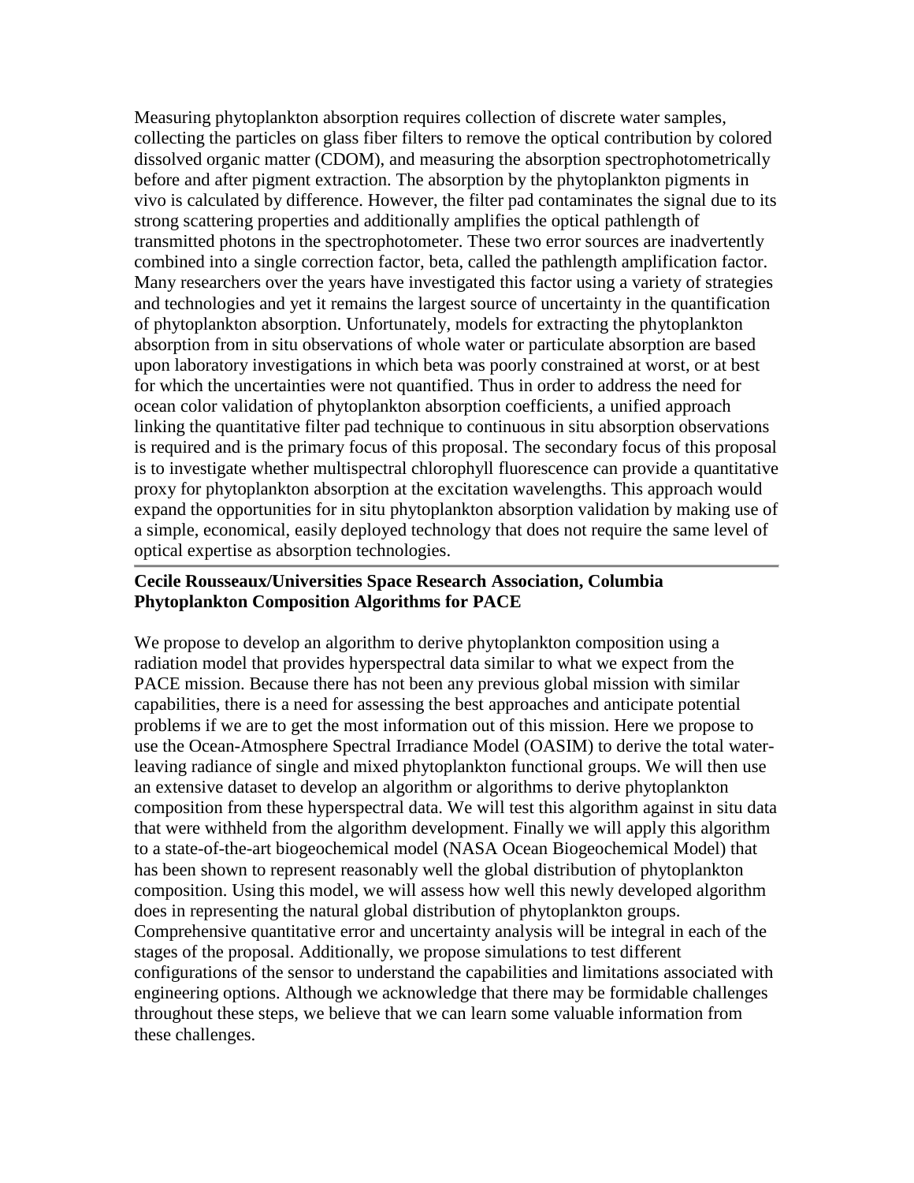Measuring phytoplankton absorption requires collection of discrete water samples, collecting the particles on glass fiber filters to remove the optical contribution by colored dissolved organic matter (CDOM), and measuring the absorption spectrophotometrically before and after pigment extraction. The absorption by the phytoplankton pigments in vivo is calculated by difference. However, the filter pad contaminates the signal due to its strong scattering properties and additionally amplifies the optical pathlength of transmitted photons in the spectrophotometer. These two error sources are inadvertently combined into a single correction factor, beta, called the pathlength amplification factor. Many researchers over the years have investigated this factor using a variety of strategies and technologies and yet it remains the largest source of uncertainty in the quantification of phytoplankton absorption. Unfortunately, models for extracting the phytoplankton absorption from in situ observations of whole water or particulate absorption are based upon laboratory investigations in which beta was poorly constrained at worst, or at best for which the uncertainties were not quantified. Thus in order to address the need for ocean color validation of phytoplankton absorption coefficients, a unified approach linking the quantitative filter pad technique to continuous in situ absorption observations is required and is the primary focus of this proposal. The secondary focus of this proposal is to investigate whether multispectral chlorophyll fluorescence can provide a quantitative proxy for phytoplankton absorption at the excitation wavelengths. This approach would expand the opportunities for in situ phytoplankton absorption validation by making use of a simple, economical, easily deployed technology that does not require the same level of optical expertise as absorption technologies.

---

**Cecile Rousseaux/Universities Space Research Association, Columbia**
**Phytoplankton Composition Algorithms for PACE**

We propose to develop an algorithm to derive phytoplankton composition using a radiation model that provides hyperspectral data similar to what we expect from the PACE mission. Because there has not been any previous global mission with similar capabilities, there is a need for assessing the best approaches and anticipate potential problems if we are to get the most information out of this mission. Here we propose to use the Ocean-Atmosphere Spectral Irradiance Model (OASIM) to derive the total water-leaving radiance of single and mixed phytoplankton functional groups. We will then use an extensive dataset to develop an algorithm or algorithms to derive phytoplankton composition from these hyperspectral data. We will test this algorithm against in situ data that were withheld from the algorithm development. Finally we will apply this algorithm to a state-of-the-art biogeochemical model (NASA Ocean Biogeochemical Model) that has been shown to represent reasonably well the global distribution of phytoplankton composition. Using this model, we will assess how well this newly developed algorithm does in representing the natural global distribution of phytoplankton groups. Comprehensive quantitative error and uncertainty analysis will be integral in each of the stages of the proposal. Additionally, we propose simulations to test different configurations of the sensor to understand the capabilities and limitations associated with engineering options. Although we acknowledge that there may be formidable challenges throughout these steps, we believe that we can learn some valuable information from these challenges.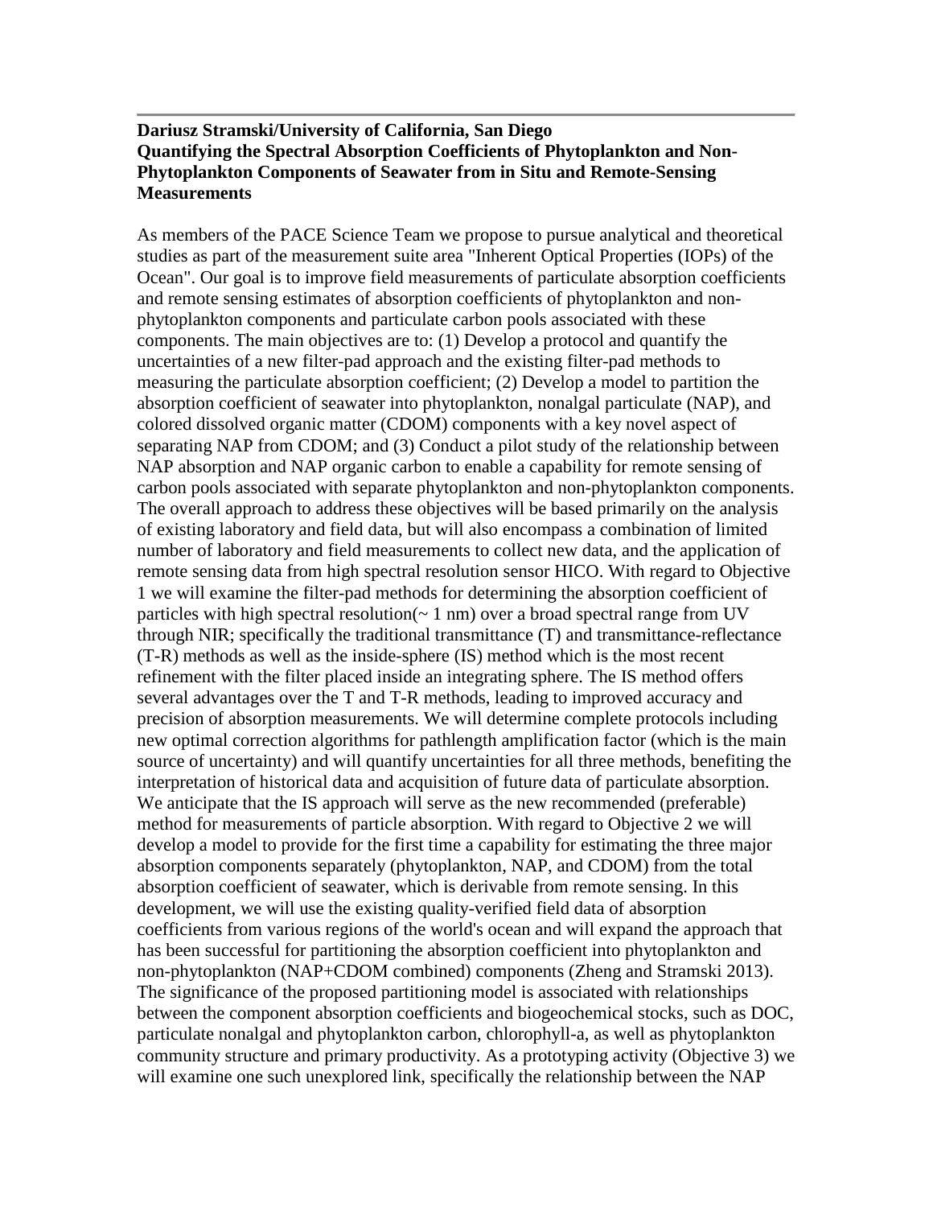---

**Dariusz Stramski/University of California, San Diego**
**Quantifying the Spectral Absorption Coefficients of Phytoplankton and Non-Phytoplankton Components of Seawater from in Situ and Remote-Sensing Measurements**

As members of the PACE Science Team we propose to pursue analytical and theoretical studies as part of the measurement suite area "Inherent Optical Properties (IOPs) of the Ocean". Our goal is to improve field measurements of particulate absorption coefficients and remote sensing estimates of absorption coefficients of phytoplankton and non-phytoplankton components and particulate carbon pools associated with these components. The main objectives are to: (1) Develop a protocol and quantify the uncertainties of a new filter-pad approach and the existing filter-pad methods to measuring the particulate absorption coefficient; (2) Develop a model to partition the absorption coefficient of seawater into phytoplankton, nonalgal particulate (NAP), and colored dissolved organic matter (CDOM) components with a key novel aspect of separating NAP from CDOM; and (3) Conduct a pilot study of the relationship between NAP absorption and NAP organic carbon to enable a capability for remote sensing of carbon pools associated with separate phytoplankton and non-phytoplankton components. The overall approach to address these objectives will be based primarily on the analysis of existing laboratory and field data, but will also encompass a combination of limited number of laboratory and field measurements to collect new data, and the application of remote sensing data from high spectral resolution sensor HICO. With regard to Objective 1 we will examine the filter-pad methods for determining the absorption coefficient of particles with high spectral resolution(~ 1 nm) over a broad spectral range from UV through NIR; specifically the traditional transmittance (T) and transmittance-reflectance (T-R) methods as well as the inside-sphere (IS) method which is the most recent refinement with the filter placed inside an integrating sphere. The IS method offers several advantages over the T and T-R methods, leading to improved accuracy and precision of absorption measurements. We will determine complete protocols including new optimal correction algorithms for pathlength amplification factor (which is the main source of uncertainty) and will quantify uncertainties for all three methods, benefiting the interpretation of historical data and acquisition of future data of particulate absorption. We anticipate that the IS approach will serve as the new recommended (preferable) method for measurements of particle absorption. With regard to Objective 2 we will develop a model to provide for the first time a capability for estimating the three major absorption components separately (phytoplankton, NAP, and CDOM) from the total absorption coefficient of seawater, which is derivable from remote sensing. In this development, we will use the existing quality-verified field data of absorption coefficients from various regions of the world's ocean and will expand the approach that has been successful for partitioning the absorption coefficient into phytoplankton and non-phytoplankton (NAP+CDOM combined) components (Zheng and Stramski 2013). The significance of the proposed partitioning model is associated with relationships between the component absorption coefficients and biogeochemical stocks, such as DOC, particulate nonalgal and phytoplankton carbon, chlorophyll-a, as well as phytoplankton community structure and primary productivity. As a prototyping activity (Objective 3) we will examine one such unexplored link, specifically the relationship between the NAP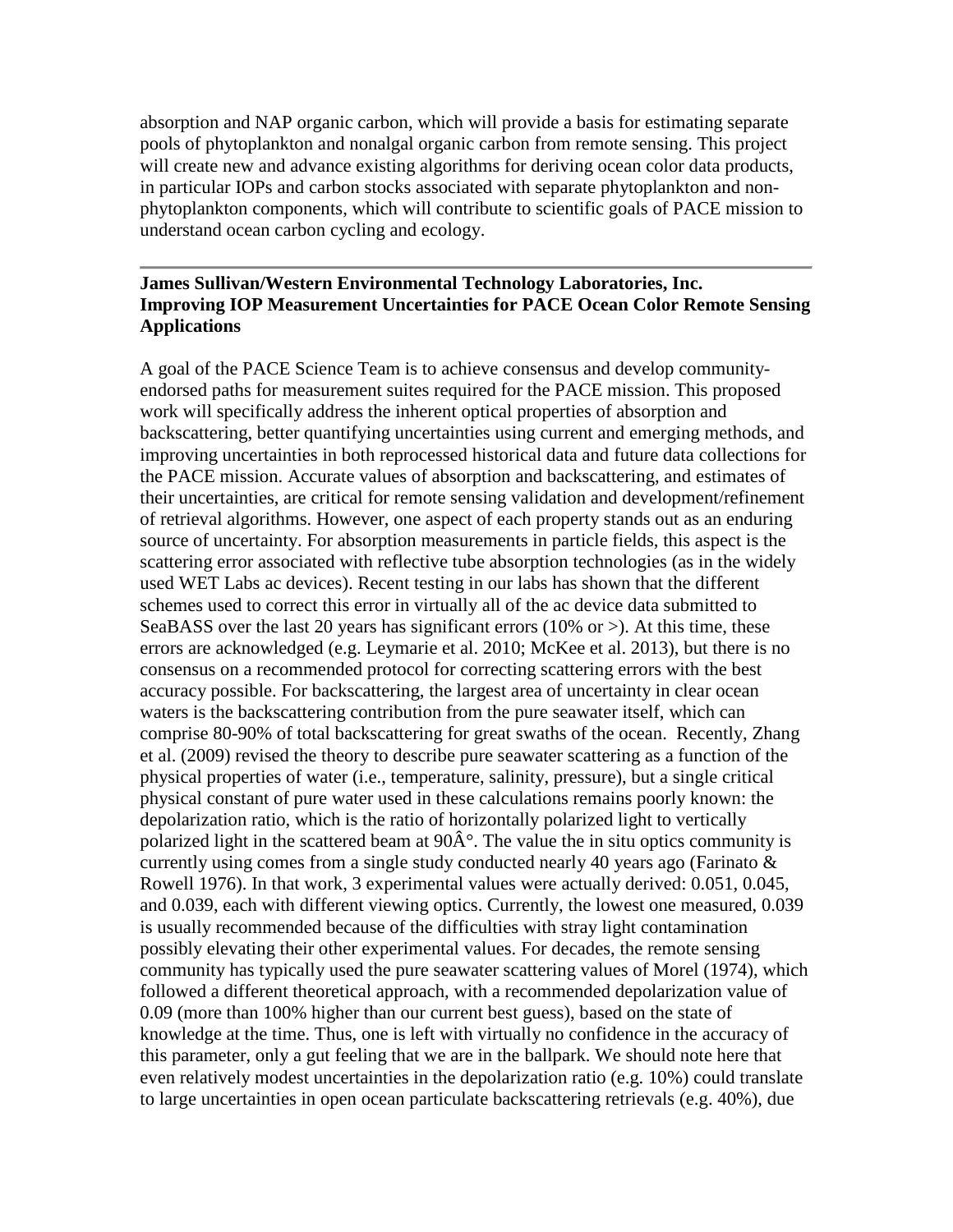absorption and NAP organic carbon, which will provide a basis for estimating separate pools of phytoplankton and nonalgal organic carbon from remote sensing. This project will create new and advance existing algorithms for deriving ocean color data products, in particular IOPs and carbon stocks associated with separate phytoplankton and non-phytoplankton components, which will contribute to scientific goals of PACE mission to understand ocean carbon cycling and ecology.

---

**James Sullivan/Western Environmental Technology Laboratories, Inc.**
**Improving IOP Measurement Uncertainties for PACE Ocean Color Remote Sensing Applications**

A goal of the PACE Science Team is to achieve consensus and develop community-endorsed paths for measurement suites required for the PACE mission. This proposed work will specifically address the inherent optical properties of absorption and backscattering, better quantifying uncertainties using current and emerging methods, and improving uncertainties in both reprocessed historical data and future data collections for the PACE mission. Accurate values of absorption and backscattering, and estimates of their uncertainties, are critical for remote sensing validation and development/refinement of retrieval algorithms. However, one aspect of each property stands out as an enduring source of uncertainty. For absorption measurements in particle fields, this aspect is the scattering error associated with reflective tube absorption technologies (as in the widely used WET Labs ac devices). Recent testing in our labs has shown that the different schemes used to correct this error in virtually all of the ac device data submitted to SeaBASS over the last 20 years has significant errors (10% or >). At this time, these errors are acknowledged (e.g. Leymarie et al. 2010; McKee et al. 2013), but there is no consensus on a recommended protocol for correcting scattering errors with the best accuracy possible. For backscattering, the largest area of uncertainty in clear ocean waters is the backscattering contribution from the pure seawater itself, which can comprise 80-90% of total backscattering for great swaths of the ocean. Recently, Zhang et al. (2009) revised the theory to describe pure seawater scattering as a function of the physical properties of water (i.e., temperature, salinity, pressure), but a single critical physical constant of pure water used in these calculations remains poorly known: the depolarization ratio, which is the ratio of horizontally polarized light to vertically polarized light in the scattered beam at 90Â°. The value the in situ optics community is currently using comes from a single study conducted nearly 40 years ago (Farinato & Rowell 1976). In that work, 3 experimental values were actually derived: 0.051, 0.045, and 0.039, each with different viewing optics. Currently, the lowest one measured, 0.039 is usually recommended because of the difficulties with stray light contamination possibly elevating their other experimental values. For decades, the remote sensing community has typically used the pure seawater scattering values of Morel (1974), which followed a different theoretical approach, with a recommended depolarization value of 0.09 (more than 100% higher than our current best guess), based on the state of knowledge at the time. Thus, one is left with virtually no confidence in the accuracy of this parameter, only a gut feeling that we are in the ballpark. We should note here that even relatively modest uncertainties in the depolarization ratio (e.g. 10%) could translate to large uncertainties in open ocean particulate backscattering retrievals (e.g. 40%), due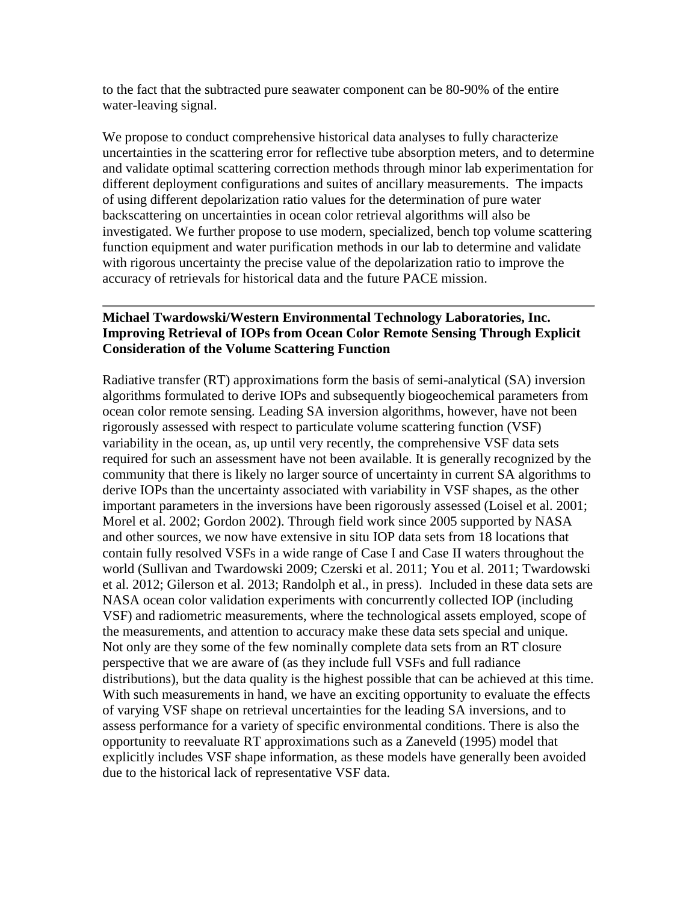to the fact that the subtracted pure seawater component can be 80-90% of the entire water-leaving signal.

We propose to conduct comprehensive historical data analyses to fully characterize uncertainties in the scattering error for reflective tube absorption meters, and to determine and validate optimal scattering correction methods through minor lab experimentation for different deployment configurations and suites of ancillary measurements. The impacts of using different depolarization ratio values for the determination of pure water backscattering on uncertainties in ocean color retrieval algorithms will also be investigated. We further propose to use modern, specialized, bench top volume scattering function equipment and water purification methods in our lab to determine and validate with rigorous uncertainty the precise value of the depolarization ratio to improve the accuracy of retrievals for historical data and the future PACE mission.

---

**Michael Twardowski/Western Environmental Technology Laboratories, Inc.**
**Improving Retrieval of IOPs from Ocean Color Remote Sensing Through Explicit Consideration of the Volume Scattering Function**

Radiative transfer (RT) approximations form the basis of semi-analytical (SA) inversion algorithms formulated to derive IOPs and subsequently biogeochemical parameters from ocean color remote sensing. Leading SA inversion algorithms, however, have not been rigorously assessed with respect to particulate volume scattering function (VSF) variability in the ocean, as, up until very recently, the comprehensive VSF data sets required for such an assessment have not been available. It is generally recognized by the community that there is likely no larger source of uncertainty in current SA algorithms to derive IOPs than the uncertainty associated with variability in VSF shapes, as the other important parameters in the inversions have been rigorously assessed (Loisel et al. 2001; Morel et al. 2002; Gordon 2002). Through field work since 2005 supported by NASA and other sources, we now have extensive in situ IOP data sets from 18 locations that contain fully resolved VSFs in a wide range of Case I and Case II waters throughout the world (Sullivan and Twardowski 2009; Czerski et al. 2011; You et al. 2011; Twardowski et al. 2012; Gilerson et al. 2013; Randolph et al., in press). Included in these data sets are NASA ocean color validation experiments with concurrently collected IOP (including VSF) and radiometric measurements, where the technological assets employed, scope of the measurements, and attention to accuracy make these data sets special and unique. Not only are they some of the few nominally complete data sets from an RT closure perspective that we are aware of (as they include full VSFs and full radiance distributions), but the data quality is the highest possible that can be achieved at this time. With such measurements in hand, we have an exciting opportunity to evaluate the effects of varying VSF shape on retrieval uncertainties for the leading SA inversions, and to assess performance for a variety of specific environmental conditions. There is also the opportunity to reevaluate RT approximations such as a Zaneveld (1995) model that explicitly includes VSF shape information, as these models have generally been avoided due to the historical lack of representative VSF data.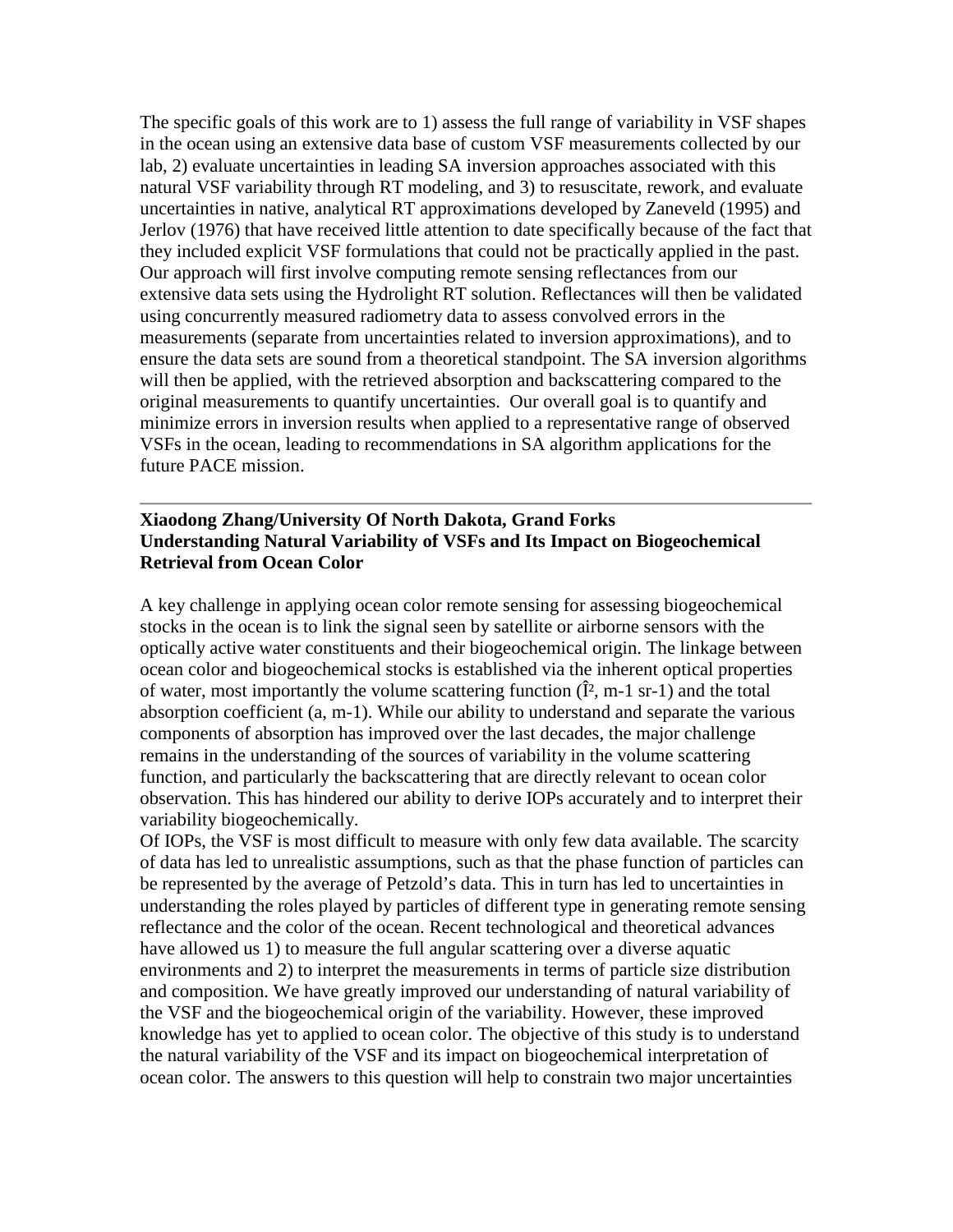The specific goals of this work are to 1) assess the full range of variability in VSF shapes in the ocean using an extensive data base of custom VSF measurements collected by our lab, 2) evaluate uncertainties in leading SA inversion approaches associated with this natural VSF variability through RT modeling, and 3) to resuscitate, rework, and evaluate uncertainties in native, analytical RT approximations developed by Zaneveld (1995) and Jerlov (1976) that have received little attention to date specifically because of the fact that they included explicit VSF formulations that could not be practically applied in the past. Our approach will first involve computing remote sensing reflectances from our extensive data sets using the Hydrolight RT solution. Reflectances will then be validated using concurrently measured radiometry data to assess convolved errors in the measurements (separate from uncertainties related to inversion approximations), and to ensure the data sets are sound from a theoretical standpoint. The SA inversion algorithms will then be applied, with the retrieved absorption and backscattering compared to the original measurements to quantify uncertainties. Our overall goal is to quantify and minimize errors in inversion results when applied to a representative range of observed VSFs in the ocean, leading to recommendations in SA algorithm applications for the future PACE mission.

---

**Xiaodong Zhang/University Of North Dakota, Grand Forks**
**Understanding Natural Variability of VSFs and Its Impact on Biogeochemical Retrieval from Ocean Color**

A key challenge in applying ocean color remote sensing for assessing biogeochemical stocks in the ocean is to link the signal seen by satellite or airborne sensors with the optically active water constituents and their biogeochemical origin. The linkage between ocean color and biogeochemical stocks is established via the inherent optical properties of water, most importantly the volume scattering function (Î², m-1 sr-1) and the total absorption coefficient (a, m-1). While our ability to understand and separate the various components of absorption has improved over the last decades, the major challenge remains in the understanding of the sources of variability in the volume scattering function, and particularly the backscattering that are directly relevant to ocean color observation. This has hindered our ability to derive IOPs accurately and to interpret their variability biogeochemically.
Of IOPs, the VSF is most difficult to measure with only few data available. The scarcity of data has led to unrealistic assumptions, such as that the phase function of particles can be represented by the average of Petzold's data. This in turn has led to uncertainties in understanding the roles played by particles of different type in generating remote sensing reflectance and the color of the ocean. Recent technological and theoretical advances have allowed us 1) to measure the full angular scattering over a diverse aquatic environments and 2) to interpret the measurements in terms of particle size distribution and composition. We have greatly improved our understanding of natural variability of the VSF and the biogeochemical origin of the variability. However, these improved knowledge has yet to applied to ocean color. The objective of this study is to understand the natural variability of the VSF and its impact on biogeochemical interpretation of ocean color. The answers to this question will help to constrain two major uncertainties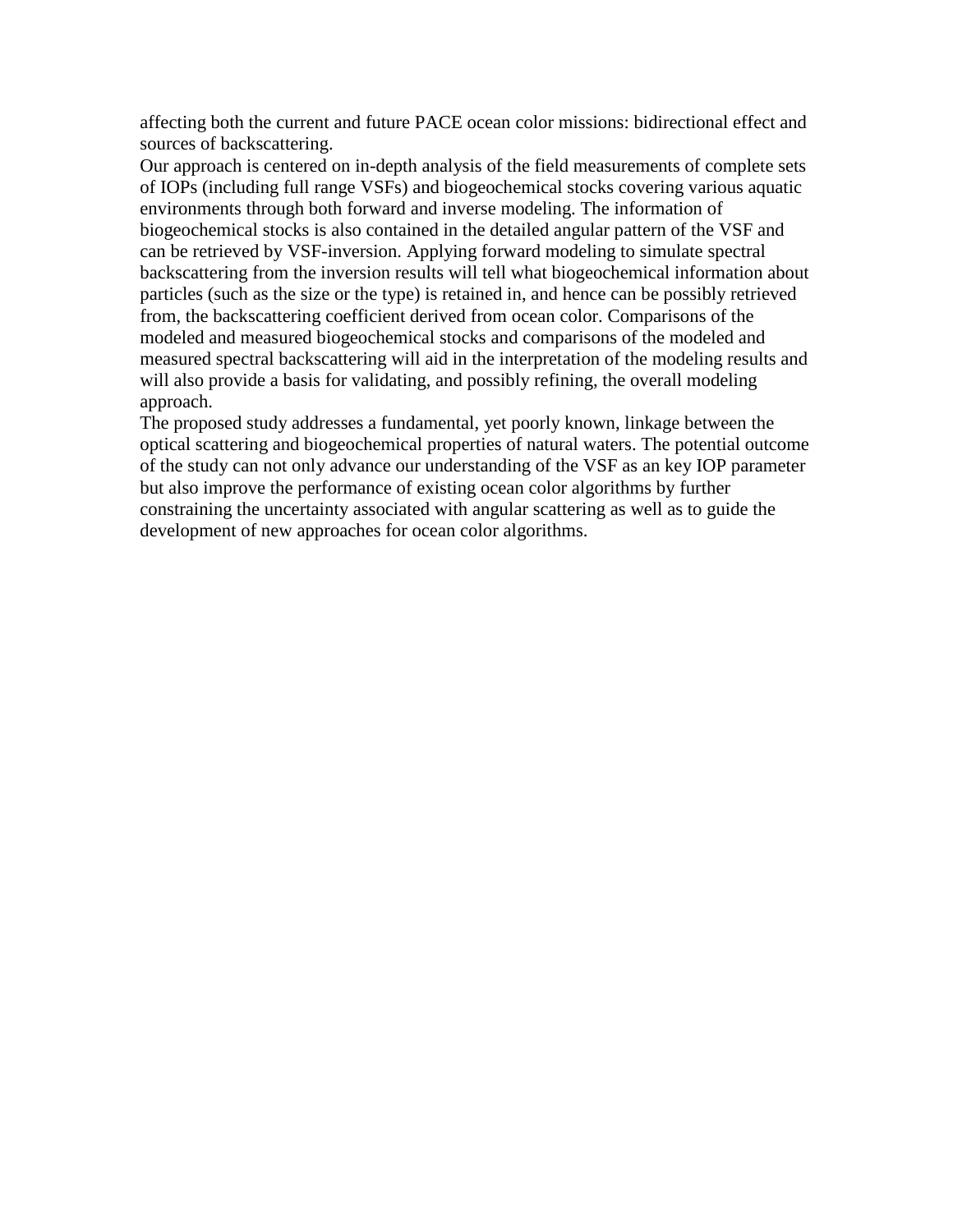affecting both the current and future PACE ocean color missions: bidirectional effect and sources of backscattering.

Our approach is centered on in-depth analysis of the field measurements of complete sets of IOPs (including full range VSFs) and biogeochemical stocks covering various aquatic environments through both forward and inverse modeling. The information of biogeochemical stocks is also contained in the detailed angular pattern of the VSF and can be retrieved by VSF-inversion. Applying forward modeling to simulate spectral backscattering from the inversion results will tell what biogeochemical information about particles (such as the size or the type) is retained in, and hence can be possibly retrieved from, the backscattering coefficient derived from ocean color. Comparisons of the modeled and measured biogeochemical stocks and comparisons of the modeled and measured spectral backscattering will aid in the interpretation of the modeling results and will also provide a basis for validating, and possibly refining, the overall modeling approach.

The proposed study addresses a fundamental, yet poorly known, linkage between the optical scattering and biogeochemical properties of natural waters. The potential outcome of the study can not only advance our understanding of the VSF as an key IOP parameter but also improve the performance of existing ocean color algorithms by further constraining the uncertainty associated with angular scattering as well as to guide the development of new approaches for ocean color algorithms.